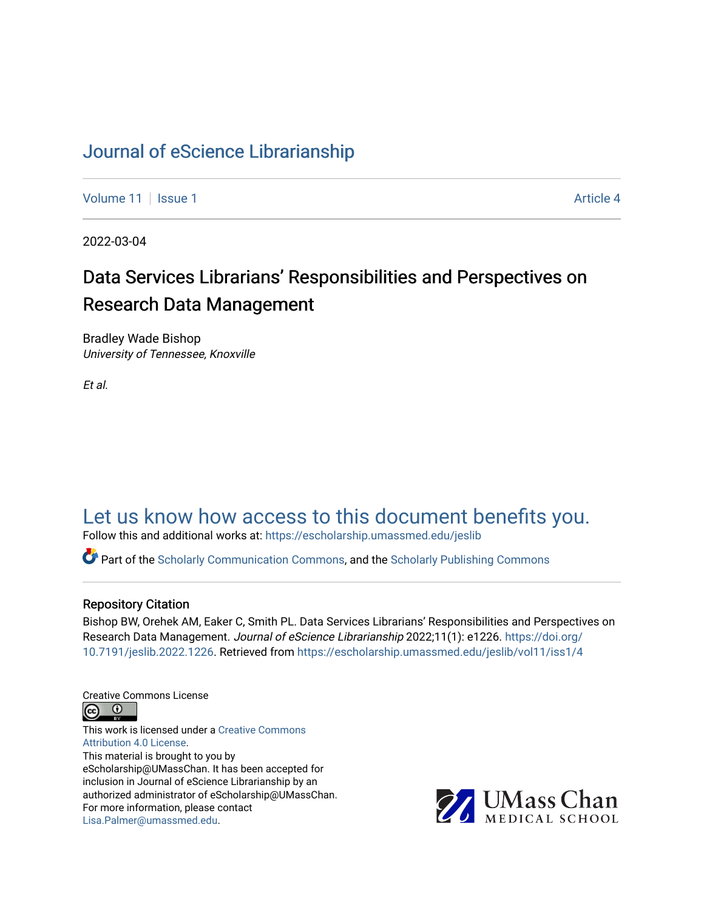# Journal of eScience Librarianship

Volume 11 | Issue 1 Article 4

2022-03-04

## Data Services Librarians' Responsibilities and Perspectives on Research Data Management

Bradley Wade Bishop
*University of Tennessee, Knoxville*

*Et al.*

Let us know how access to this document benefits you.

Follow this and additional works at: https://escholarship.umassmed.edu/jeslib

Part of the Scholarly Communication Commons, and the Scholarly Publishing Commons

### Repository Citation

Bishop BW, Orehek AM, Eaker C, Smith PL. Data Services Librarians' Responsibilities and Perspectives on Research Data Management. *Journal of eScience Librarianship* 2022;11(1): e1226. https://doi.org/10.7191/jeslib.2022.1226. Retrieved from https://escholarship.umassmed.edu/jeslib/vol11/iss1/4

Creative Commons License

This work is licensed under a Creative Commons Attribution 4.0 License.
This material is brought to you by eScholarship@UMassChan. It has been accepted for inclusion in Journal of eScience Librarianship by an authorized administrator of eScholarship@UMassChan. For more information, please contact Lisa.Palmer@umassmed.edu.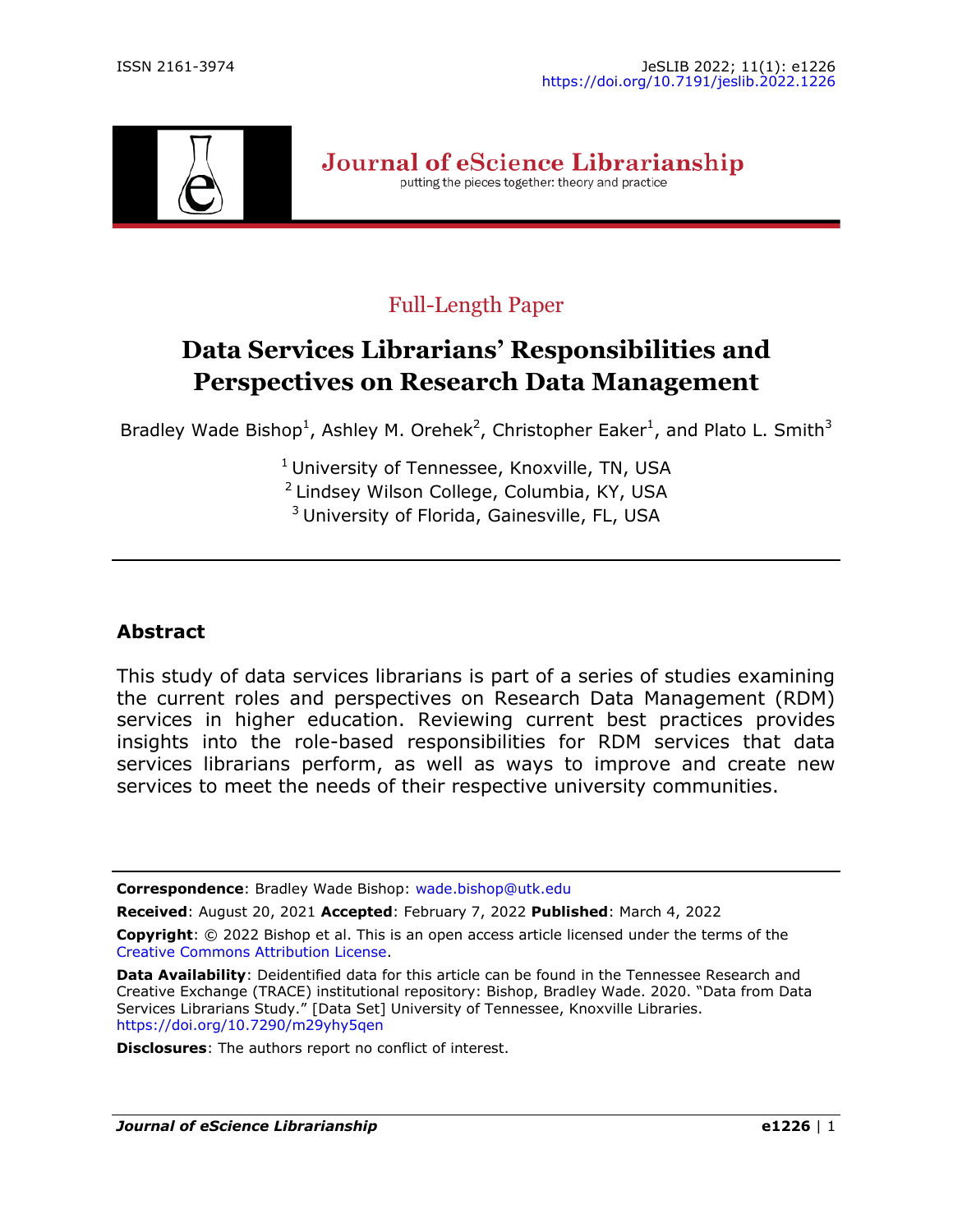Full-Length Paper

# Data Services Librarians' Responsibilities and Perspectives on Research Data Management

Bradley Wade Bishop[1], Ashley M. Orehek[2], Christopher Eaker[1], and Plato L. Smith[3]

[1] University of Tennessee, Knoxville, TN, USA
[2] Lindsey Wilson College, Columbia, KY, USA
[3] University of Florida, Gainesville, FL, USA

## Abstract

This study of data services librarians is part of a series of studies examining the current roles and perspectives on Research Data Management (RDM) services in higher education. Reviewing current best practices provides insights into the role-based responsibilities for RDM services that data services librarians perform, as well as ways to improve and create new services to meet the needs of their respective university communities.

---

**Correspondence**: Bradley Wade Bishop: wade.bishop@utk.edu

**Received**: August 20, 2021 **Accepted**: February 7, 2022 **Published**: March 4, 2022

**Copyright**: © 2022 Bishop et al. This is an open access article licensed under the terms of the Creative Commons Attribution License.

**Data Availability**: Deidentified data for this article can be found in the Tennessee Research and Creative Exchange (TRACE) institutional repository: Bishop, Bradley Wade. 2020. "Data from Data Services Librarians Study." [Data Set] University of Tennessee, Knoxville Libraries. https://doi.org/10.7290/m29yhy5qen

**Disclosures**: The authors report no conflict of interest.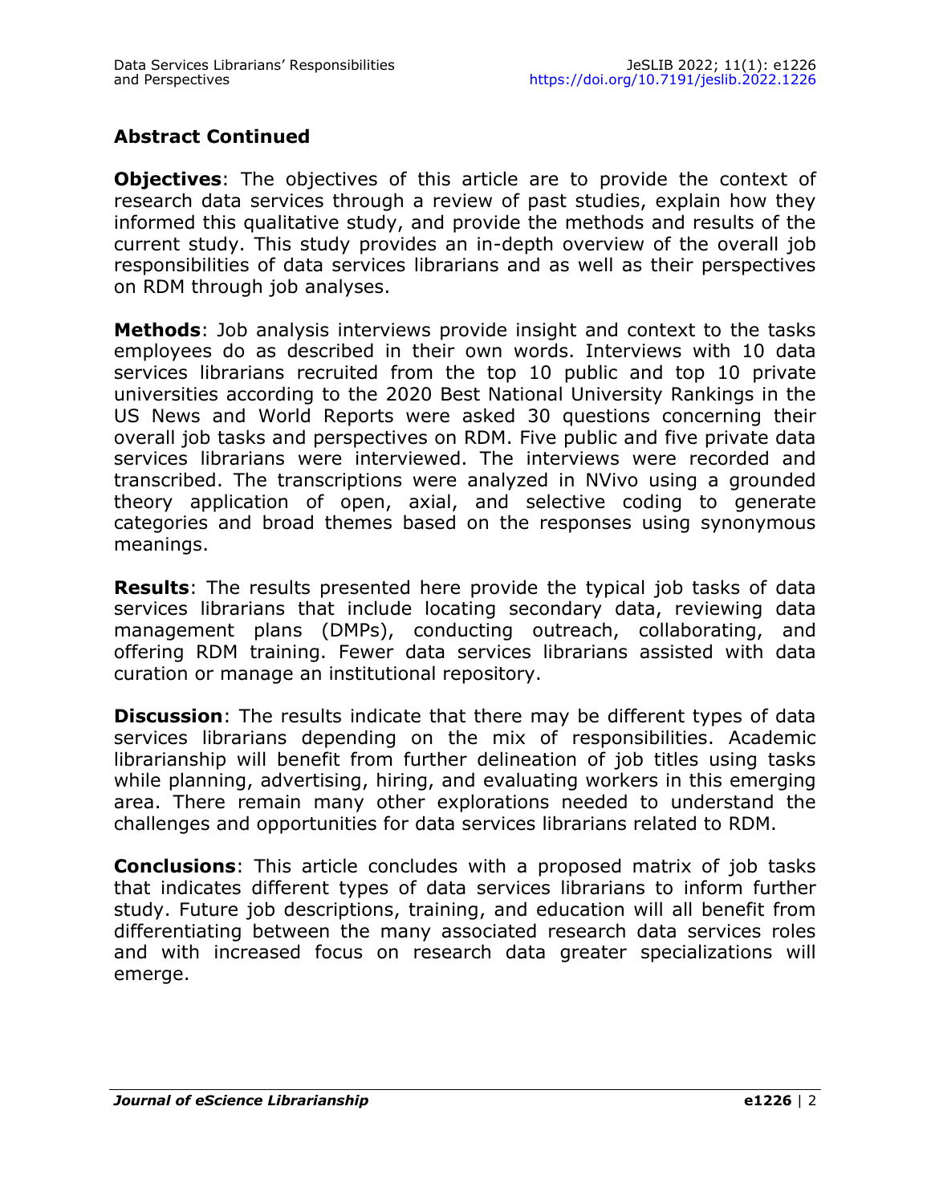## Abstract Continued

**Objectives**: The objectives of this article are to provide the context of research data services through a review of past studies, explain how they informed this qualitative study, and provide the methods and results of the current study. This study provides an in-depth overview of the overall job responsibilities of data services librarians and as well as their perspectives on RDM through job analyses.

**Methods**: Job analysis interviews provide insight and context to the tasks employees do as described in their own words. Interviews with 10 data services librarians recruited from the top 10 public and top 10 private universities according to the 2020 Best National University Rankings in the US News and World Reports were asked 30 questions concerning their overall job tasks and perspectives on RDM. Five public and five private data services librarians were interviewed. The interviews were recorded and transcribed. The transcriptions were analyzed in NVivo using a grounded theory application of open, axial, and selective coding to generate categories and broad themes based on the responses using synonymous meanings.

**Results**: The results presented here provide the typical job tasks of data services librarians that include locating secondary data, reviewing data management plans (DMPs), conducting outreach, collaborating, and offering RDM training. Fewer data services librarians assisted with data curation or manage an institutional repository.

**Discussion**: The results indicate that there may be different types of data services librarians depending on the mix of responsibilities. Academic librarianship will benefit from further delineation of job titles using tasks while planning, advertising, hiring, and evaluating workers in this emerging area. There remain many other explorations needed to understand the challenges and opportunities for data services librarians related to RDM.

**Conclusions**: This article concludes with a proposed matrix of job tasks that indicates different types of data services librarians to inform further study. Future job descriptions, training, and education will all benefit from differentiating between the many associated research data services roles and with increased focus on research data greater specializations will emerge.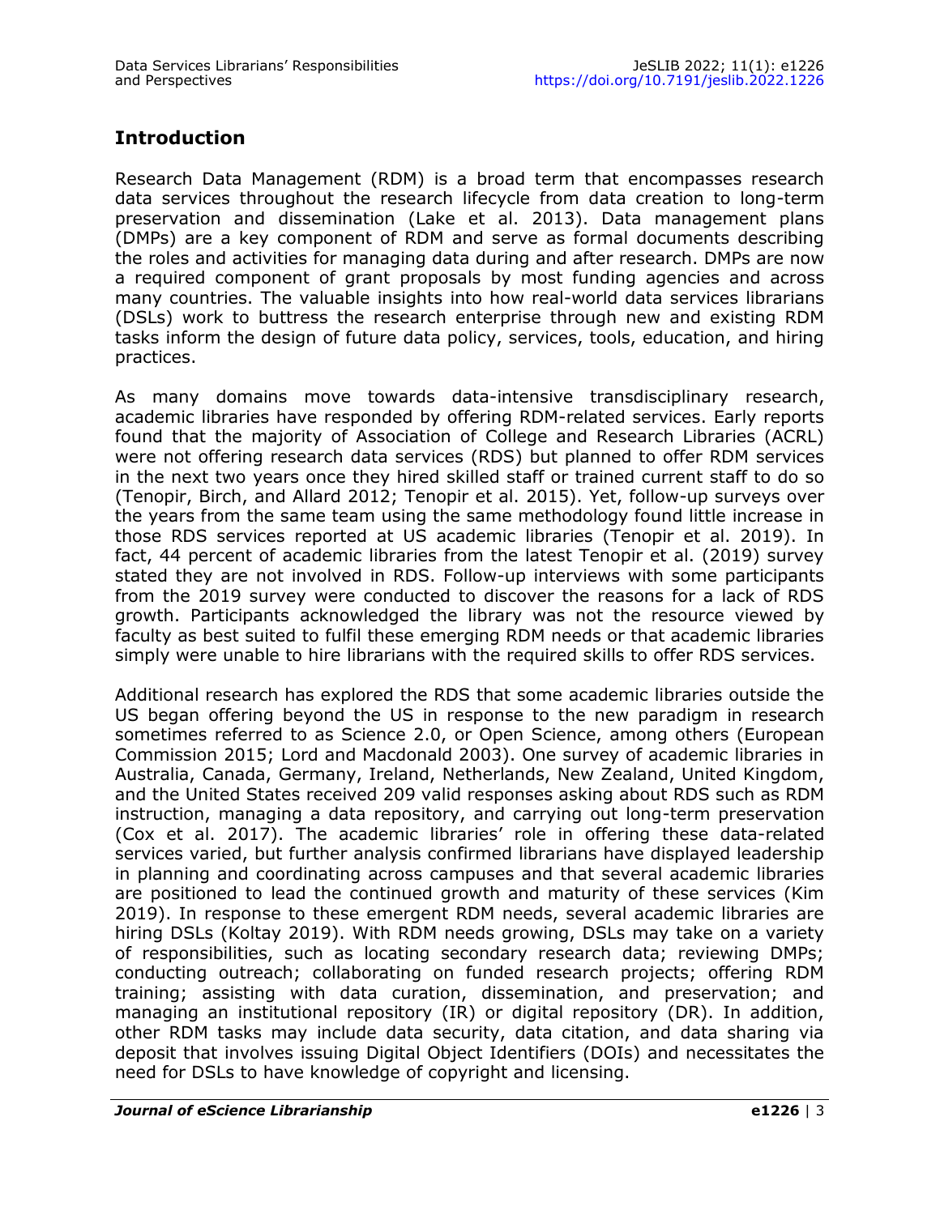## Introduction

Research Data Management (RDM) is a broad term that encompasses research data services throughout the research lifecycle from data creation to long-term preservation and dissemination (Lake et al. 2013). Data management plans (DMPs) are a key component of RDM and serve as formal documents describing the roles and activities for managing data during and after research. DMPs are now a required component of grant proposals by most funding agencies and across many countries. The valuable insights into how real-world data services librarians (DSLs) work to buttress the research enterprise through new and existing RDM tasks inform the design of future data policy, services, tools, education, and hiring practices.

As many domains move towards data-intensive transdisciplinary research, academic libraries have responded by offering RDM-related services. Early reports found that the majority of Association of College and Research Libraries (ACRL) were not offering research data services (RDS) but planned to offer RDM services in the next two years once they hired skilled staff or trained current staff to do so (Tenopir, Birch, and Allard 2012; Tenopir et al. 2015). Yet, follow-up surveys over the years from the same team using the same methodology found little increase in those RDS services reported at US academic libraries (Tenopir et al. 2019). In fact, 44 percent of academic libraries from the latest Tenopir et al. (2019) survey stated they are not involved in RDS. Follow-up interviews with some participants from the 2019 survey were conducted to discover the reasons for a lack of RDS growth. Participants acknowledged the library was not the resource viewed by faculty as best suited to fulfil these emerging RDM needs or that academic libraries simply were unable to hire librarians with the required skills to offer RDS services.

Additional research has explored the RDS that some academic libraries outside the US began offering beyond the US in response to the new paradigm in research sometimes referred to as Science 2.0, or Open Science, among others (European Commission 2015; Lord and Macdonald 2003). One survey of academic libraries in Australia, Canada, Germany, Ireland, Netherlands, New Zealand, United Kingdom, and the United States received 209 valid responses asking about RDS such as RDM instruction, managing a data repository, and carrying out long-term preservation (Cox et al. 2017). The academic libraries' role in offering these data-related services varied, but further analysis confirmed librarians have displayed leadership in planning and coordinating across campuses and that several academic libraries are positioned to lead the continued growth and maturity of these services (Kim 2019). In response to these emergent RDM needs, several academic libraries are hiring DSLs (Koltay 2019). With RDM needs growing, DSLs may take on a variety of responsibilities, such as locating secondary research data; reviewing DMPs; conducting outreach; collaborating on funded research projects; offering RDM training; assisting with data curation, dissemination, and preservation; and managing an institutional repository (IR) or digital repository (DR). In addition, other RDM tasks may include data security, data citation, and data sharing via deposit that involves issuing Digital Object Identifiers (DOIs) and necessitates the need for DSLs to have knowledge of copyright and licensing.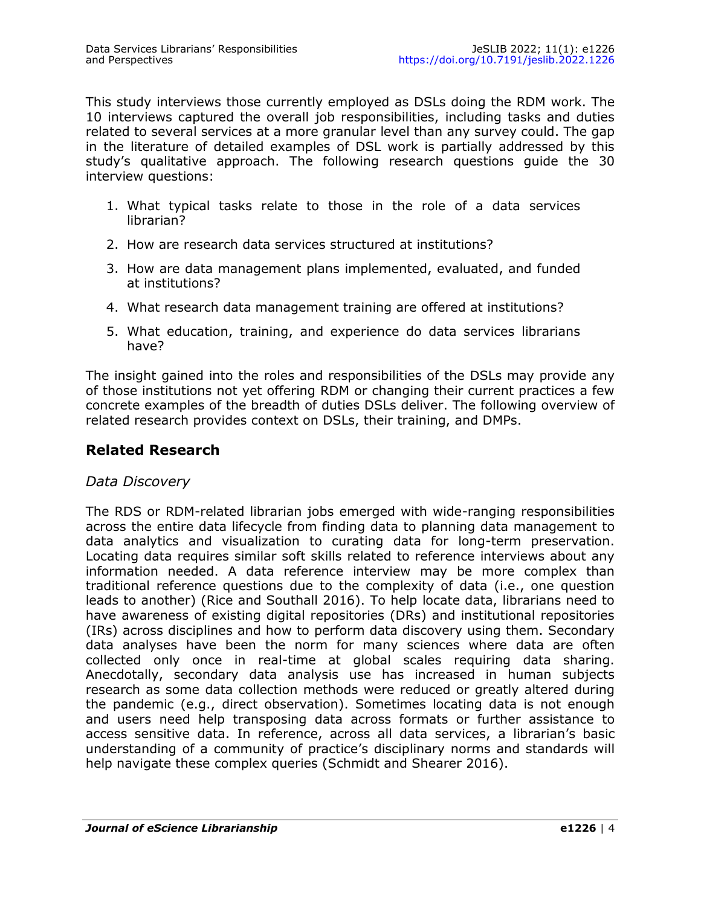This study interviews those currently employed as DSLs doing the RDM work. The 10 interviews captured the overall job responsibilities, including tasks and duties related to several services at a more granular level than any survey could. The gap in the literature of detailed examples of DSL work is partially addressed by this study's qualitative approach. The following research questions guide the 30 interview questions:

1. What typical tasks relate to those in the role of a data services librarian?
2. How are research data services structured at institutions?
3. How are data management plans implemented, evaluated, and funded at institutions?
4. What research data management training are offered at institutions?
5. What education, training, and experience do data services librarians have?

The insight gained into the roles and responsibilities of the DSLs may provide any of those institutions not yet offering RDM or changing their current practices a few concrete examples of the breadth of duties DSLs deliver. The following overview of related research provides context on DSLs, their training, and DMPs.

## Related Research

### *Data Discovery*

The RDS or RDM-related librarian jobs emerged with wide-ranging responsibilities across the entire data lifecycle from finding data to planning data management to data analytics and visualization to curating data for long-term preservation. Locating data requires similar soft skills related to reference interviews about any information needed. A data reference interview may be more complex than traditional reference questions due to the complexity of data (i.e., one question leads to another) (Rice and Southall 2016). To help locate data, librarians need to have awareness of existing digital repositories (DRs) and institutional repositories (IRs) across disciplines and how to perform data discovery using them. Secondary data analyses have been the norm for many sciences where data are often collected only once in real-time at global scales requiring data sharing. Anecdotally, secondary data analysis use has increased in human subjects research as some data collection methods were reduced or greatly altered during the pandemic (e.g., direct observation). Sometimes locating data is not enough and users need help transposing data across formats or further assistance to access sensitive data. In reference, across all data services, a librarian's basic understanding of a community of practice's disciplinary norms and standards will help navigate these complex queries (Schmidt and Shearer 2016).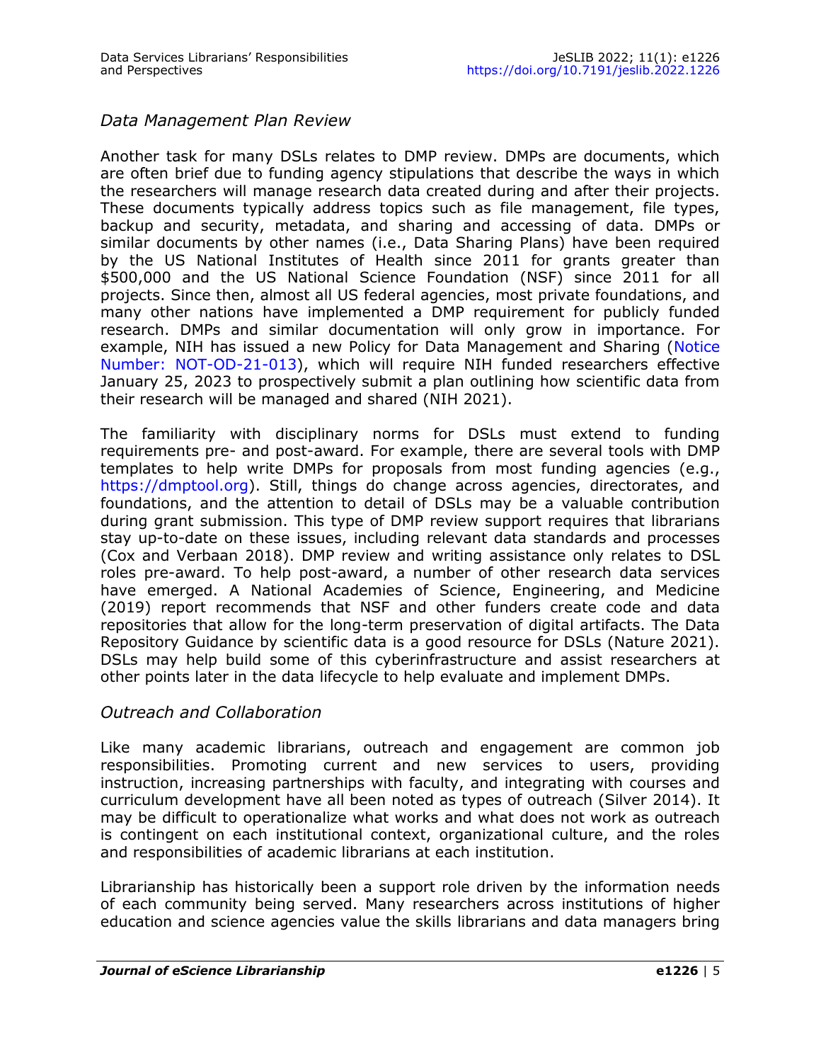### *Data Management Plan Review*

Another task for many DSLs relates to DMP review. DMPs are documents, which are often brief due to funding agency stipulations that describe the ways in which the researchers will manage research data created during and after their projects. These documents typically address topics such as file management, file types, backup and security, metadata, and sharing and accessing of data. DMPs or similar documents by other names (i.e., Data Sharing Plans) have been required by the US National Institutes of Health since 2011 for grants greater than $500,000 and the US National Science Foundation (NSF) since 2011 for all projects. Since then, almost all US federal agencies, most private foundations, and many other nations have implemented a DMP requirement for publicly funded research. DMPs and similar documentation will only grow in importance. For example, NIH has issued a new Policy for Data Management and Sharing (Notice Number: NOT-OD-21-013), which will require NIH funded researchers effective January 25, 2023 to prospectively submit a plan outlining how scientific data from their research will be managed and shared (NIH 2021).

The familiarity with disciplinary norms for DSLs must extend to funding requirements pre- and post-award. For example, there are several tools with DMP templates to help write DMPs for proposals from most funding agencies (e.g., https://dmptool.org). Still, things do change across agencies, directorates, and foundations, and the attention to detail of DSLs may be a valuable contribution during grant submission. This type of DMP review support requires that librarians stay up-to-date on these issues, including relevant data standards and processes (Cox and Verbaan 2018). DMP review and writing assistance only relates to DSL roles pre-award. To help post-award, a number of other research data services have emerged. A National Academies of Science, Engineering, and Medicine (2019) report recommends that NSF and other funders create code and data repositories that allow for the long-term preservation of digital artifacts. The Data Repository Guidance by scientific data is a good resource for DSLs (Nature 2021). DSLs may help build some of this cyberinfrastructure and assist researchers at other points later in the data lifecycle to help evaluate and implement DMPs.

### *Outreach and Collaboration*

Like many academic librarians, outreach and engagement are common job responsibilities. Promoting current and new services to users, providing instruction, increasing partnerships with faculty, and integrating with courses and curriculum development have all been noted as types of outreach (Silver 2014). It may be difficult to operationalize what works and what does not work as outreach is contingent on each institutional context, organizational culture, and the roles and responsibilities of academic librarians at each institution.

Librarianship has historically been a support role driven by the information needs of each community being served. Many researchers across institutions of higher education and science agencies value the skills librarians and data managers bring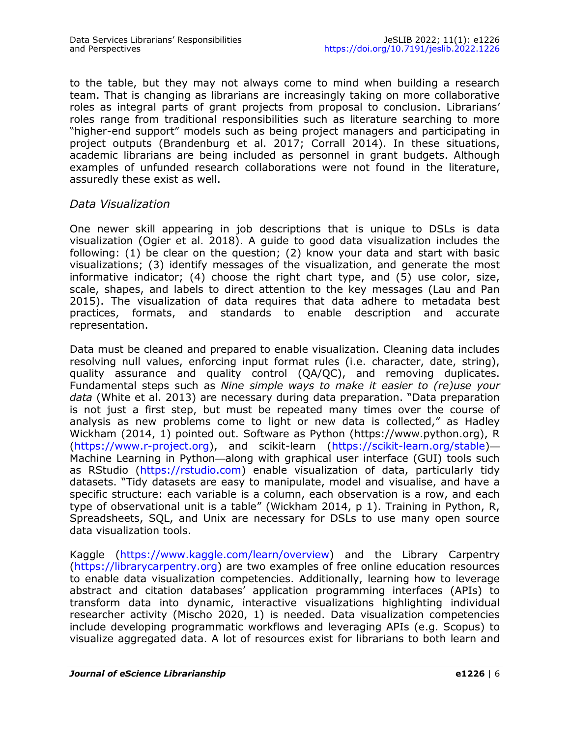to the table, but they may not always come to mind when building a research team. That is changing as librarians are increasingly taking on more collaborative roles as integral parts of grant projects from proposal to conclusion. Librarians' roles range from traditional responsibilities such as literature searching to more "higher-end support" models such as being project managers and participating in project outputs (Brandenburg et al. 2017; Corrall 2014). In these situations, academic librarians are being included as personnel in grant budgets. Although examples of unfunded research collaborations were not found in the literature, assuredly these exist as well.

### *Data Visualization*

One newer skill appearing in job descriptions that is unique to DSLs is data visualization (Ogier et al. 2018). A guide to good data visualization includes the following: (1) be clear on the question; (2) know your data and start with basic visualizations; (3) identify messages of the visualization, and generate the most informative indicator; (4) choose the right chart type, and (5) use color, size, scale, shapes, and labels to direct attention to the key messages (Lau and Pan 2015). The visualization of data requires that data adhere to metadata best practices, formats, and standards to enable description and accurate representation.

Data must be cleaned and prepared to enable visualization. Cleaning data includes resolving null values, enforcing input format rules (i.e. character, date, string), quality assurance and quality control (QA/QC), and removing duplicates. Fundamental steps such as *Nine simple ways to make it easier to (re)use your data* (White et al. 2013) are necessary during data preparation. "Data preparation is not just a first step, but must be repeated many times over the course of analysis as new problems come to light or new data is collected," as Hadley Wickham (2014, 1) pointed out. Software as Python (https://www.python.org), R (https://www.r-project.org), and scikit-learn (https://scikit-learn.org/stable)—Machine Learning in Python—along with graphical user interface (GUI) tools such as RStudio (https://rstudio.com) enable visualization of data, particularly tidy datasets. "Tidy datasets are easy to manipulate, model and visualise, and have a specific structure: each variable is a column, each observation is a row, and each type of observational unit is a table" (Wickham 2014, p 1). Training in Python, R, Spreadsheets, SQL, and Unix are necessary for DSLs to use many open source data visualization tools.

Kaggle (https://www.kaggle.com/learn/overview) and the Library Carpentry (https://librarycarpentry.org) are two examples of free online education resources to enable data visualization competencies. Additionally, learning how to leverage abstract and citation databases' application programming interfaces (APIs) to transform data into dynamic, interactive visualizations highlighting individual researcher activity (Mischo 2020, 1) is needed. Data visualization competencies include developing programmatic workflows and leveraging APIs (e.g. Scopus) to visualize aggregated data. A lot of resources exist for librarians to both learn and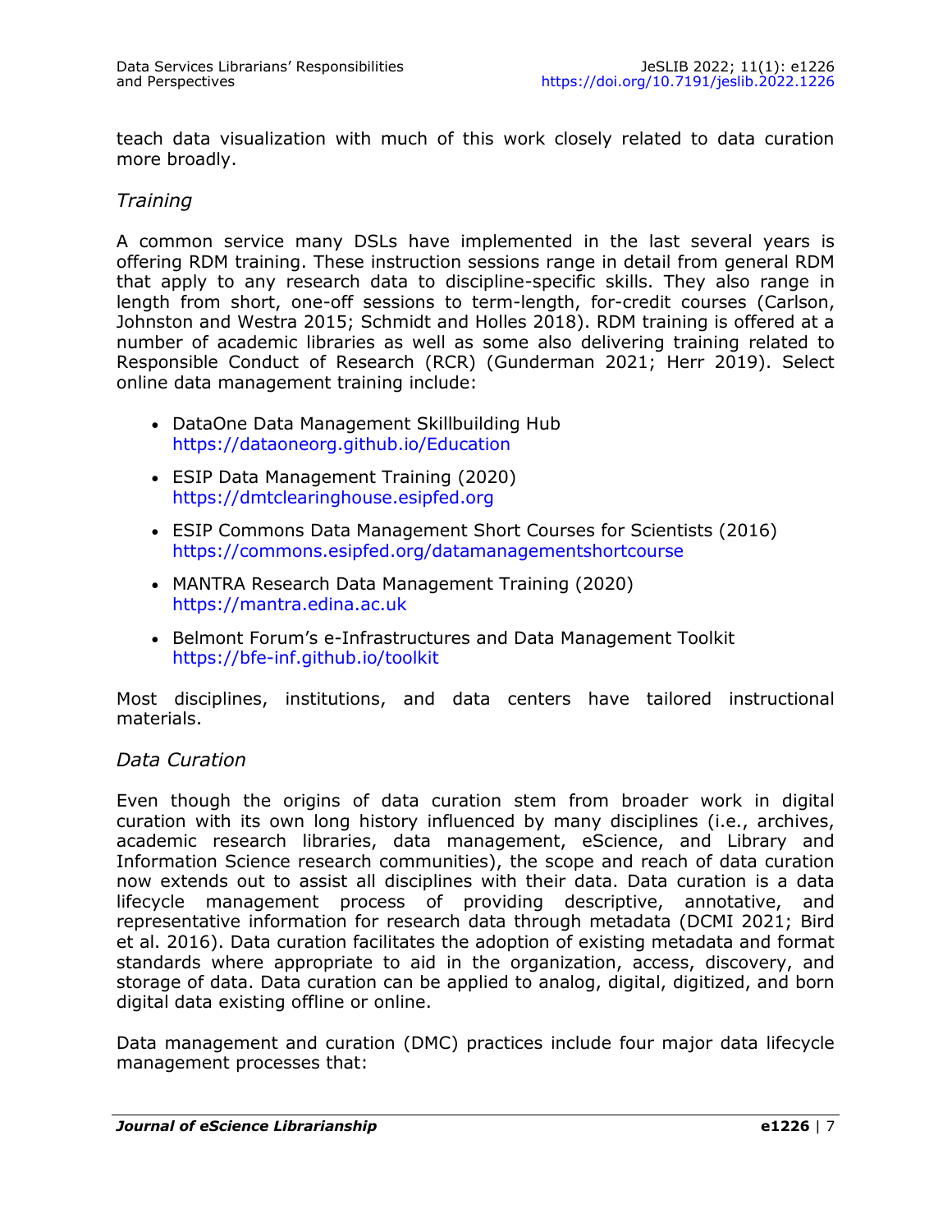teach data visualization with much of this work closely related to data curation more broadly.

### *Training*

A common service many DSLs have implemented in the last several years is offering RDM training. These instruction sessions range in detail from general RDM that apply to any research data to discipline-specific skills. They also range in length from short, one-off sessions to term-length, for-credit courses (Carlson, Johnston and Westra 2015; Schmidt and Holles 2018). RDM training is offered at a number of academic libraries as well as some also delivering training related to Responsible Conduct of Research (RCR) (Gunderman 2021; Herr 2019). Select online data management training include:

- DataOne Data Management Skillbuilding Hub https://dataoneorg.github.io/Education
- ESIP Data Management Training (2020) https://dmtclearinghouse.esipfed.org
- ESIP Commons Data Management Short Courses for Scientists (2016) https://commons.esipfed.org/datamanagementshortcourse
- MANTRA Research Data Management Training (2020) https://mantra.edina.ac.uk
- Belmont Forum's e-Infrastructures and Data Management Toolkit https://bfe-inf.github.io/toolkit

Most disciplines, institutions, and data centers have tailored instructional materials.

### *Data Curation*

Even though the origins of data curation stem from broader work in digital curation with its own long history influenced by many disciplines (i.e., archives, academic research libraries, data management, eScience, and Library and Information Science research communities), the scope and reach of data curation now extends out to assist all disciplines with their data. Data curation is a data lifecycle management process of providing descriptive, annotative, and representative information for research data through metadata (DCMI 2021; Bird et al. 2016). Data curation facilitates the adoption of existing metadata and format standards where appropriate to aid in the organization, access, discovery, and storage of data. Data curation can be applied to analog, digital, digitized, and born digital data existing offline or online.

Data management and curation (DMC) practices include four major data lifecycle management processes that: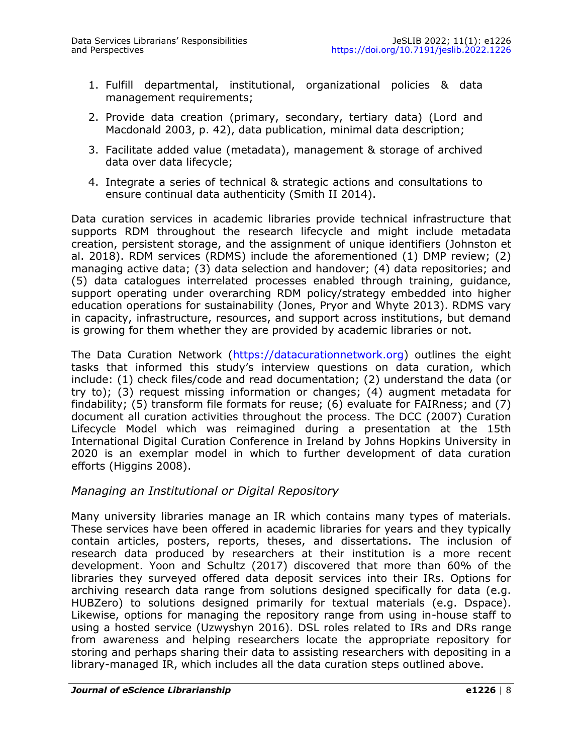1. Fulfill departmental, institutional, organizational policies & data management requirements;
2. Provide data creation (primary, secondary, tertiary data) (Lord and Macdonald 2003, p. 42), data publication, minimal data description;
3. Facilitate added value (metadata), management & storage of archived data over data lifecycle;
4. Integrate a series of technical & strategic actions and consultations to ensure continual data authenticity (Smith II 2014).

Data curation services in academic libraries provide technical infrastructure that supports RDM throughout the research lifecycle and might include metadata creation, persistent storage, and the assignment of unique identifiers (Johnston et al. 2018). RDM services (RDMS) include the aforementioned (1) DMP review; (2) managing active data; (3) data selection and handover; (4) data repositories; and (5) data catalogues interrelated processes enabled through training, guidance, support operating under overarching RDM policy/strategy embedded into higher education operations for sustainability (Jones, Pryor and Whyte 2013). RDMS vary in capacity, infrastructure, resources, and support across institutions, but demand is growing for them whether they are provided by academic libraries or not.

The Data Curation Network (https://datacurationnetwork.org) outlines the eight tasks that informed this study's interview questions on data curation, which include: (1) check files/code and read documentation; (2) understand the data (or try to); (3) request missing information or changes; (4) augment metadata for findability; (5) transform file formats for reuse; (6) evaluate for FAIRness; and (7) document all curation activities throughout the process. The DCC (2007) Curation Lifecycle Model which was reimagined during a presentation at the 15th International Digital Curation Conference in Ireland by Johns Hopkins University in 2020 is an exemplar model in which to further development of data curation efforts (Higgins 2008).

### *Managing an Institutional or Digital Repository*

Many university libraries manage an IR which contains many types of materials. These services have been offered in academic libraries for years and they typically contain articles, posters, reports, theses, and dissertations. The inclusion of research data produced by researchers at their institution is a more recent development. Yoon and Schultz (2017) discovered that more than 60% of the libraries they surveyed offered data deposit services into their IRs. Options for archiving research data range from solutions designed specifically for data (e.g. HUBZero) to solutions designed primarily for textual materials (e.g. Dspace). Likewise, options for managing the repository range from using in-house staff to using a hosted service (Uzwyshyn 2016). DSL roles related to IRs and DRs range from awareness and helping researchers locate the appropriate repository for storing and perhaps sharing their data to assisting researchers with depositing in a library-managed IR, which includes all the data curation steps outlined above.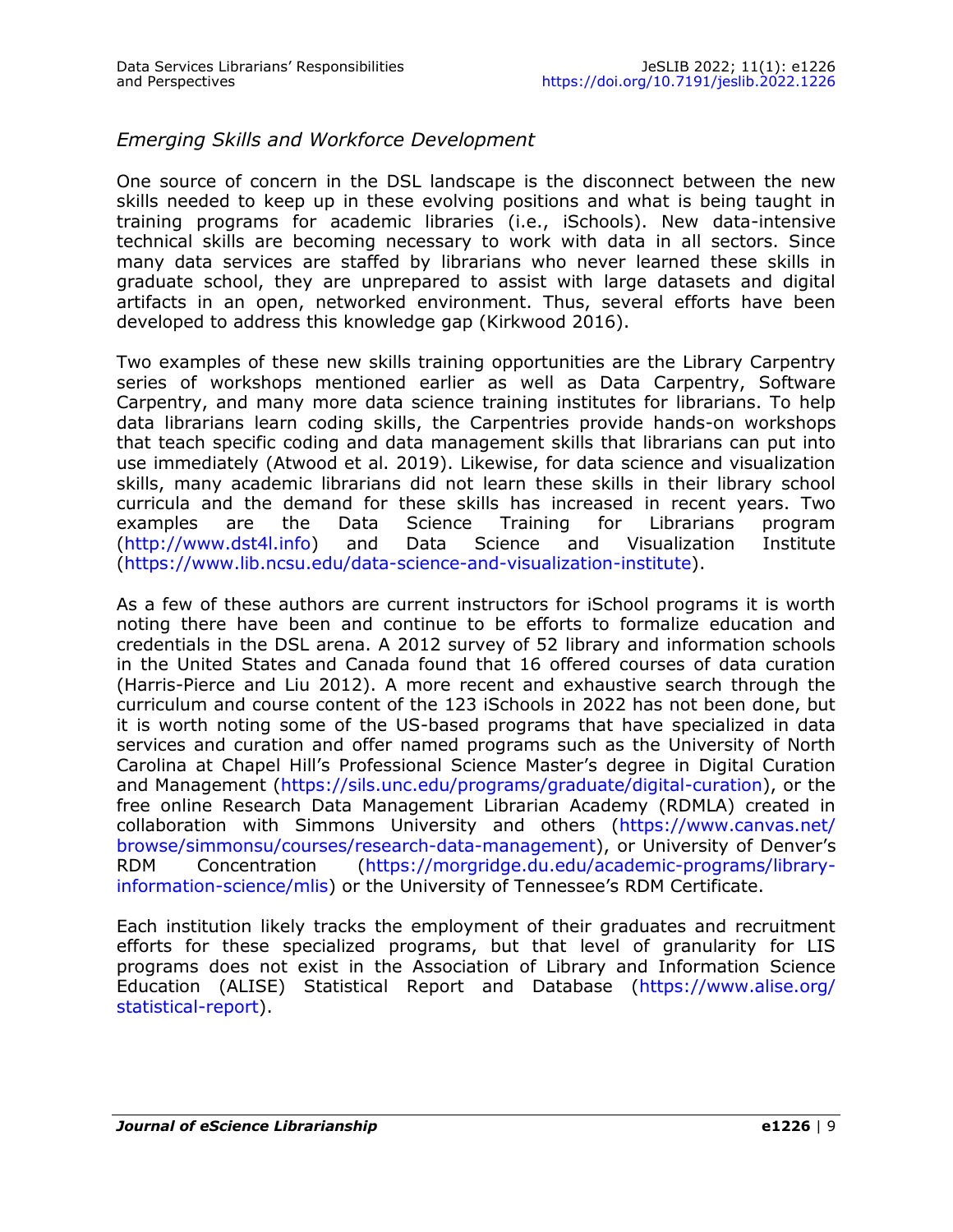### *Emerging Skills and Workforce Development*

One source of concern in the DSL landscape is the disconnect between the new skills needed to keep up in these evolving positions and what is being taught in training programs for academic libraries (i.e., iSchools). New data-intensive technical skills are becoming necessary to work with data in all sectors. Since many data services are staffed by librarians who never learned these skills in graduate school, they are unprepared to assist with large datasets and digital artifacts in an open, networked environment. Thus, several efforts have been developed to address this knowledge gap (Kirkwood 2016).

Two examples of these new skills training opportunities are the Library Carpentry series of workshops mentioned earlier as well as Data Carpentry, Software Carpentry, and many more data science training institutes for librarians. To help data librarians learn coding skills, the Carpentries provide hands-on workshops that teach specific coding and data management skills that librarians can put into use immediately (Atwood et al. 2019). Likewise, for data science and visualization skills, many academic librarians did not learn these skills in their library school curricula and the demand for these skills has increased in recent years. Two examples are the Data Science Training for Librarians program (http://www.dst4l.info) and Data Science and Visualization Institute (https://www.lib.ncsu.edu/data-science-and-visualization-institute).

As a few of these authors are current instructors for iSchool programs it is worth noting there have been and continue to be efforts to formalize education and credentials in the DSL arena. A 2012 survey of 52 library and information schools in the United States and Canada found that 16 offered courses of data curation (Harris-Pierce and Liu 2012). A more recent and exhaustive search through the curriculum and course content of the 123 iSchools in 2022 has not been done, but it is worth noting some of the US-based programs that have specialized in data services and curation and offer named programs such as the University of North Carolina at Chapel Hill's Professional Science Master's degree in Digital Curation and Management (https://sils.unc.edu/programs/graduate/digital-curation), or the free online Research Data Management Librarian Academy (RDMLA) created in collaboration with Simmons University and others (https://www.canvas.net/browse/simmonsu/courses/research-data-management), or University of Denver's RDM Concentration (https://morgridge.du.edu/academic-programs/library-information-science/mlis) or the University of Tennessee's RDM Certificate.

Each institution likely tracks the employment of their graduates and recruitment efforts for these specialized programs, but that level of granularity for LIS programs does not exist in the Association of Library and Information Science Education (ALISE) Statistical Report and Database (https://www.alise.org/statistical-report).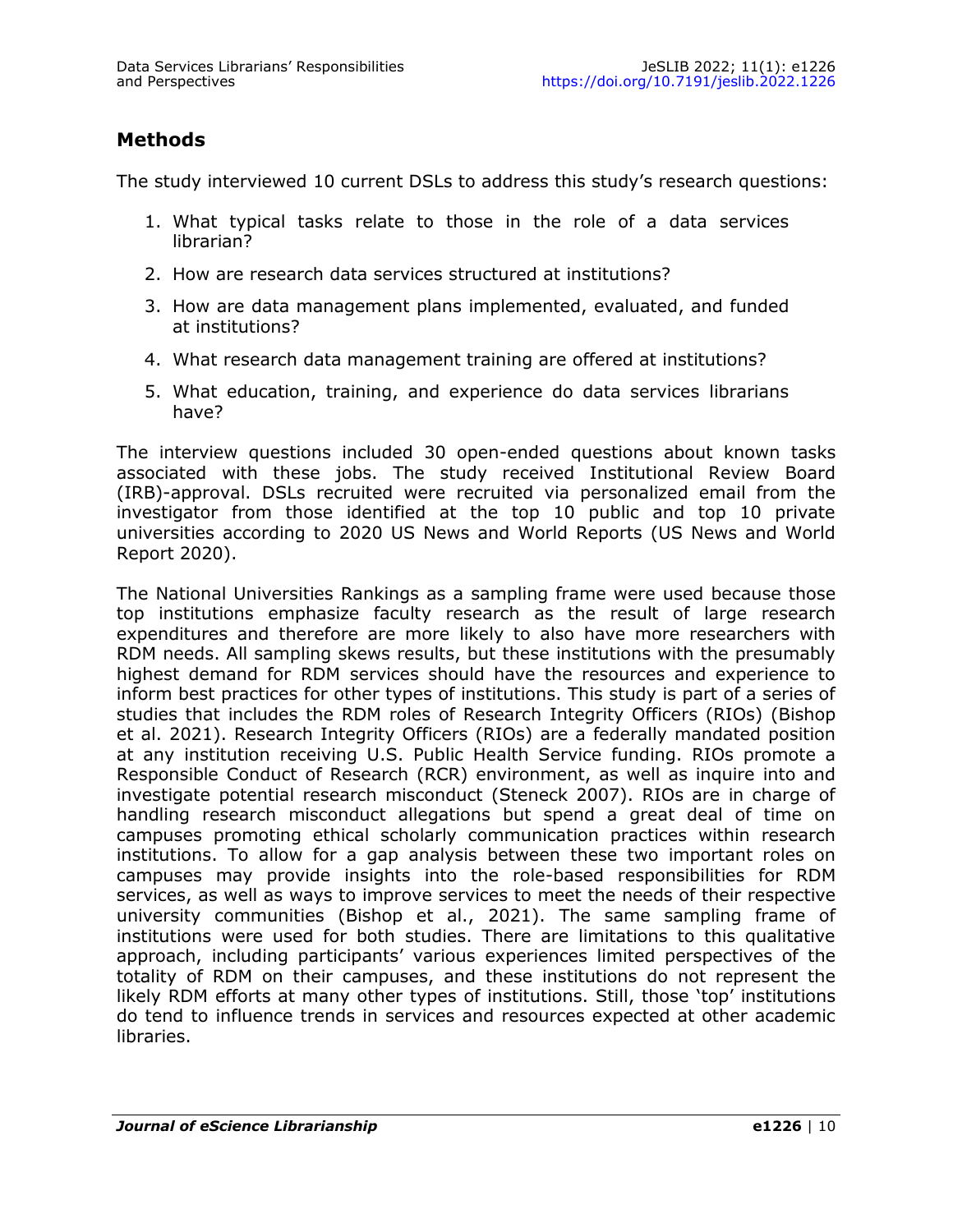## Methods

The study interviewed 10 current DSLs to address this study's research questions:

1. What typical tasks relate to those in the role of a data services librarian?
2. How are research data services structured at institutions?
3. How are data management plans implemented, evaluated, and funded at institutions?
4. What research data management training are offered at institutions?
5. What education, training, and experience do data services librarians have?

The interview questions included 30 open-ended questions about known tasks associated with these jobs. The study received Institutional Review Board (IRB)-approval. DSLs recruited were recruited via personalized email from the investigator from those identified at the top 10 public and top 10 private universities according to 2020 US News and World Reports (US News and World Report 2020).

The National Universities Rankings as a sampling frame were used because those top institutions emphasize faculty research as the result of large research expenditures and therefore are more likely to also have more researchers with RDM needs. All sampling skews results, but these institutions with the presumably highest demand for RDM services should have the resources and experience to inform best practices for other types of institutions. This study is part of a series of studies that includes the RDM roles of Research Integrity Officers (RIOs) (Bishop et al. 2021). Research Integrity Officers (RIOs) are a federally mandated position at any institution receiving U.S. Public Health Service funding. RIOs promote a Responsible Conduct of Research (RCR) environment, as well as inquire into and investigate potential research misconduct (Steneck 2007). RIOs are in charge of handling research misconduct allegations but spend a great deal of time on campuses promoting ethical scholarly communication practices within research institutions. To allow for a gap analysis between these two important roles on campuses may provide insights into the role-based responsibilities for RDM services, as well as ways to improve services to meet the needs of their respective university communities (Bishop et al., 2021). The same sampling frame of institutions were used for both studies. There are limitations to this qualitative approach, including participants' various experiences limited perspectives of the totality of RDM on their campuses, and these institutions do not represent the likely RDM efforts at many other types of institutions. Still, those 'top' institutions do tend to influence trends in services and resources expected at other academic libraries.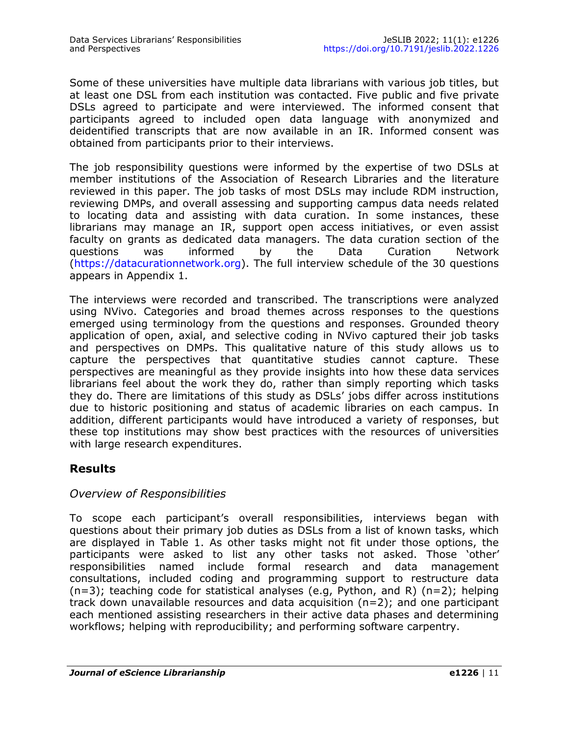Some of these universities have multiple data librarians with various job titles, but at least one DSL from each institution was contacted. Five public and five private DSLs agreed to participate and were interviewed. The informed consent that participants agreed to included open data language with anonymized and deidentified transcripts that are now available in an IR. Informed consent was obtained from participants prior to their interviews.

The job responsibility questions were informed by the expertise of two DSLs at member institutions of the Association of Research Libraries and the literature reviewed in this paper. The job tasks of most DSLs may include RDM instruction, reviewing DMPs, and overall assessing and supporting campus data needs related to locating data and assisting with data curation. In some instances, these librarians may manage an IR, support open access initiatives, or even assist faculty on grants as dedicated data managers. The data curation section of the questions was informed by the Data Curation Network (https://datacurationnetwork.org). The full interview schedule of the 30 questions appears in Appendix 1.

The interviews were recorded and transcribed. The transcriptions were analyzed using NVivo. Categories and broad themes across responses to the questions emerged using terminology from the questions and responses. Grounded theory application of open, axial, and selective coding in NVivo captured their job tasks and perspectives on DMPs. This qualitative nature of this study allows us to capture the perspectives that quantitative studies cannot capture. These perspectives are meaningful as they provide insights into how these data services librarians feel about the work they do, rather than simply reporting which tasks they do. There are limitations of this study as DSLs' jobs differ across institutions due to historic positioning and status of academic libraries on each campus. In addition, different participants would have introduced a variety of responses, but these top institutions may show best practices with the resources of universities with large research expenditures.

## Results

### *Overview of Responsibilities*

To scope each participant's overall responsibilities, interviews began with questions about their primary job duties as DSLs from a list of known tasks, which are displayed in Table 1. As other tasks might not fit under those options, the participants were asked to list any other tasks not asked. Those 'other' responsibilities named include formal research and data management consultations, included coding and programming support to restructure data (n=3); teaching code for statistical analyses (e.g, Python, and R) (n=2); helping track down unavailable resources and data acquisition (n=2); and one participant each mentioned assisting researchers in their active data phases and determining workflows; helping with reproducibility; and performing software carpentry.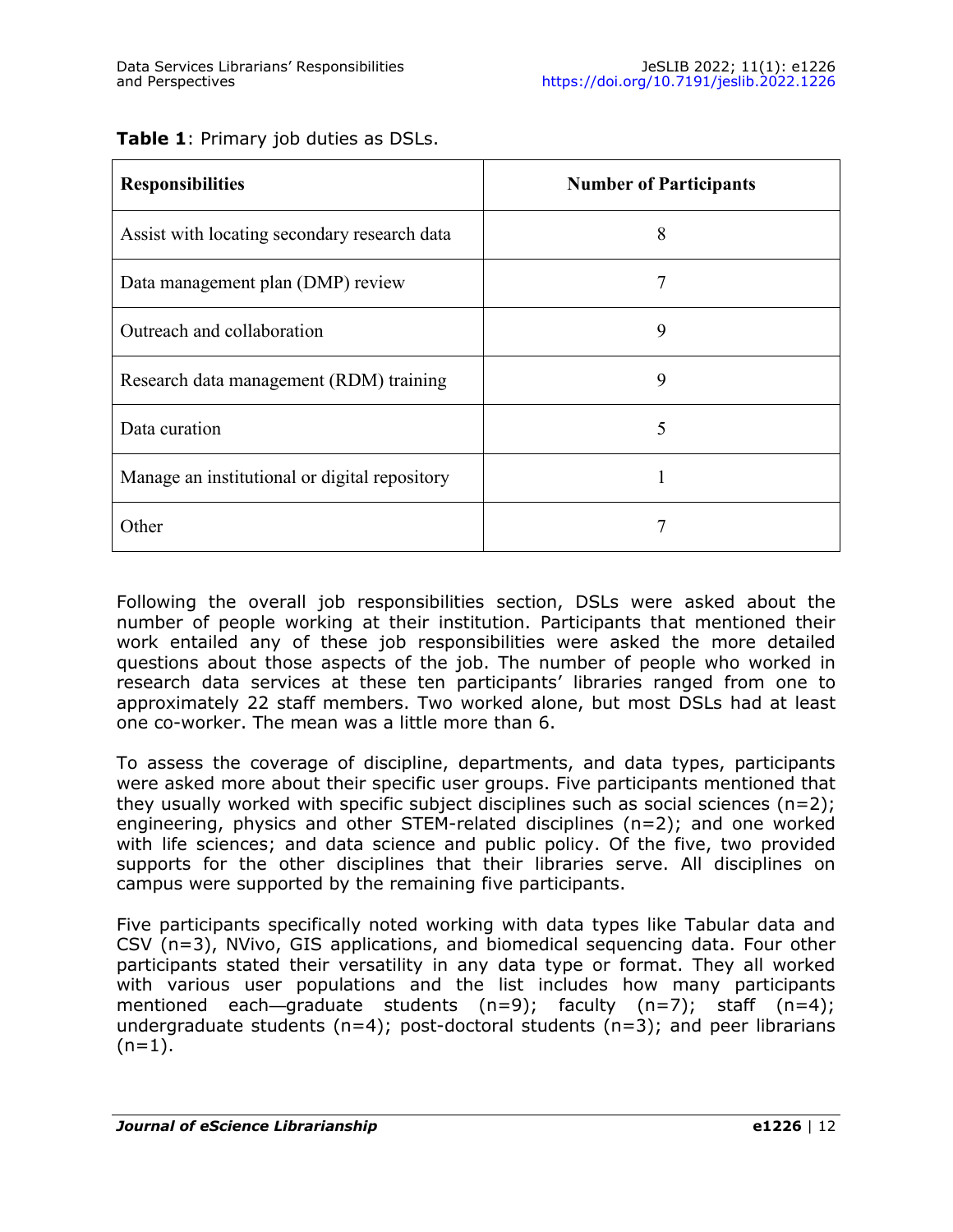**Table 1**: Primary job duties as DSLs.

| Responsibilities | Number of Participants |
| --- | --- |
| Assist with locating secondary research data | 8 |
| Data management plan (DMP) review | 7 |
| Outreach and collaboration | 9 |
| Research data management (RDM) training | 9 |
| Data curation | 5 |
| Manage an institutional or digital repository | 1 |
| Other | 7 |

Following the overall job responsibilities section, DSLs were asked about the number of people working at their institution. Participants that mentioned their work entailed any of these job responsibilities were asked the more detailed questions about those aspects of the job. The number of people who worked in research data services at these ten participants' libraries ranged from one to approximately 22 staff members. Two worked alone, but most DSLs had at least one co-worker. The mean was a little more than 6.

To assess the coverage of discipline, departments, and data types, participants were asked more about their specific user groups. Five participants mentioned that they usually worked with specific subject disciplines such as social sciences (n=2); engineering, physics and other STEM-related disciplines (n=2); and one worked with life sciences; and data science and public policy. Of the five, two provided supports for the other disciplines that their libraries serve. All disciplines on campus were supported by the remaining five participants.

Five participants specifically noted working with data types like Tabular data and CSV (n=3), NVivo, GIS applications, and biomedical sequencing data. Four other participants stated their versatility in any data type or format. They all worked with various user populations and the list includes how many participants mentioned each—graduate students (n=9); faculty (n=7); staff (n=4); undergraduate students (n=4); post-doctoral students (n=3); and peer librarians (n=1).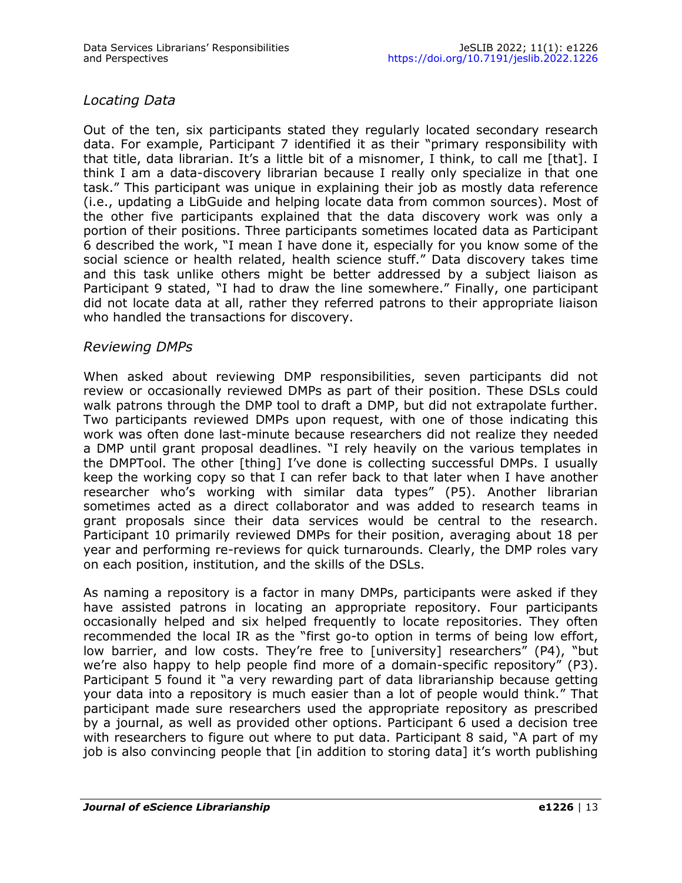### *Locating Data*

Out of the ten, six participants stated they regularly located secondary research data. For example, Participant 7 identified it as their "primary responsibility with that title, data librarian. It's a little bit of a misnomer, I think, to call me [that]. I think I am a data-discovery librarian because I really only specialize in that one task." This participant was unique in explaining their job as mostly data reference (i.e., updating a LibGuide and helping locate data from common sources). Most of the other five participants explained that the data discovery work was only a portion of their positions. Three participants sometimes located data as Participant 6 described the work, "I mean I have done it, especially for you know some of the social science or health related, health science stuff." Data discovery takes time and this task unlike others might be better addressed by a subject liaison as Participant 9 stated, "I had to draw the line somewhere." Finally, one participant did not locate data at all, rather they referred patrons to their appropriate liaison who handled the transactions for discovery.

### *Reviewing DMPs*

When asked about reviewing DMP responsibilities, seven participants did not review or occasionally reviewed DMPs as part of their position. These DSLs could walk patrons through the DMP tool to draft a DMP, but did not extrapolate further. Two participants reviewed DMPs upon request, with one of those indicating this work was often done last-minute because researchers did not realize they needed a DMP until grant proposal deadlines. "I rely heavily on the various templates in the DMPTool. The other [thing] I've done is collecting successful DMPs. I usually keep the working copy so that I can refer back to that later when I have another researcher who's working with similar data types" (P5). Another librarian sometimes acted as a direct collaborator and was added to research teams in grant proposals since their data services would be central to the research. Participant 10 primarily reviewed DMPs for their position, averaging about 18 per year and performing re-reviews for quick turnarounds. Clearly, the DMP roles vary on each position, institution, and the skills of the DSLs.

As naming a repository is a factor in many DMPs, participants were asked if they have assisted patrons in locating an appropriate repository. Four participants occasionally helped and six helped frequently to locate repositories. They often recommended the local IR as the "first go-to option in terms of being low effort, low barrier, and low costs. They're free to [university] researchers" (P4), "but we're also happy to help people find more of a domain-specific repository" (P3). Participant 5 found it "a very rewarding part of data librarianship because getting your data into a repository is much easier than a lot of people would think." That participant made sure researchers used the appropriate repository as prescribed by a journal, as well as provided other options. Participant 6 used a decision tree with researchers to figure out where to put data. Participant 8 said, "A part of my job is also convincing people that [in addition to storing data] it's worth publishing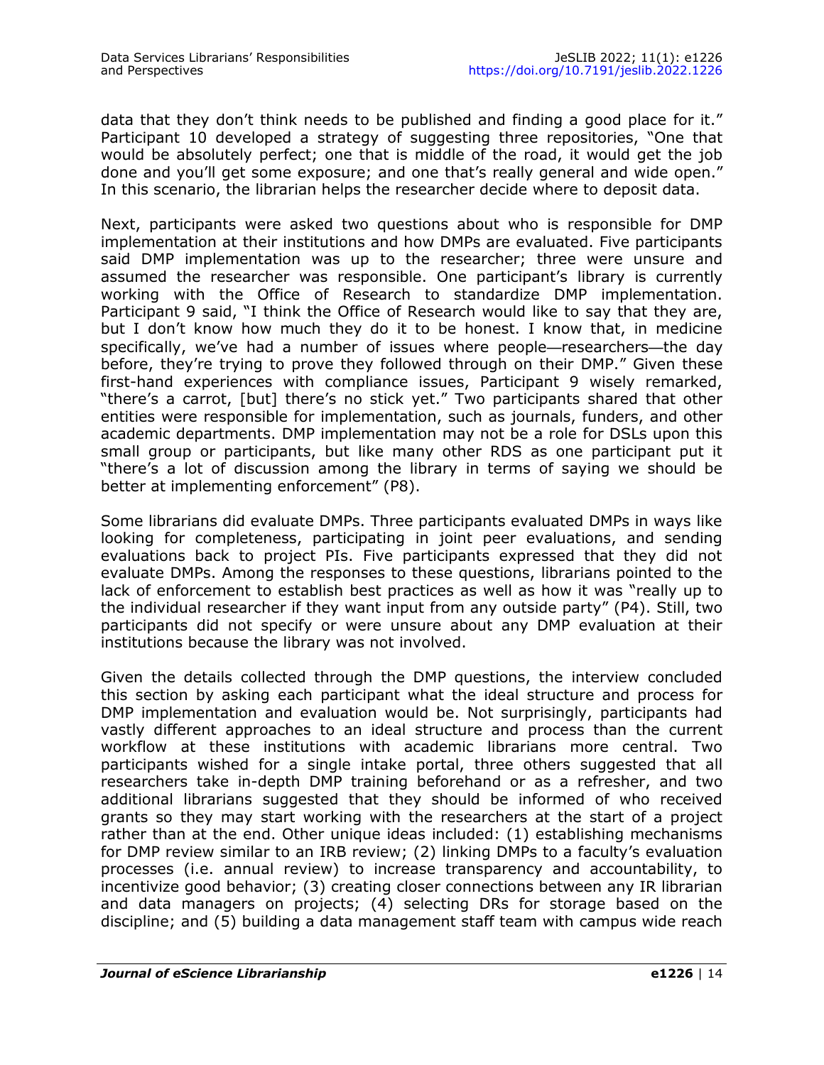data that they don't think needs to be published and finding a good place for it." Participant 10 developed a strategy of suggesting three repositories, "One that would be absolutely perfect; one that is middle of the road, it would get the job done and you'll get some exposure; and one that's really general and wide open." In this scenario, the librarian helps the researcher decide where to deposit data.

Next, participants were asked two questions about who is responsible for DMP implementation at their institutions and how DMPs are evaluated. Five participants said DMP implementation was up to the researcher; three were unsure and assumed the researcher was responsible. One participant's library is currently working with the Office of Research to standardize DMP implementation. Participant 9 said, "I think the Office of Research would like to say that they are, but I don't know how much they do it to be honest. I know that, in medicine specifically, we've had a number of issues where people—researchers—the day before, they're trying to prove they followed through on their DMP." Given these first-hand experiences with compliance issues, Participant 9 wisely remarked, "there's a carrot, [but] there's no stick yet." Two participants shared that other entities were responsible for implementation, such as journals, funders, and other academic departments. DMP implementation may not be a role for DSLs upon this small group or participants, but like many other RDS as one participant put it "there's a lot of discussion among the library in terms of saying we should be better at implementing enforcement" (P8).

Some librarians did evaluate DMPs. Three participants evaluated DMPs in ways like looking for completeness, participating in joint peer evaluations, and sending evaluations back to project PIs. Five participants expressed that they did not evaluate DMPs. Among the responses to these questions, librarians pointed to the lack of enforcement to establish best practices as well as how it was "really up to the individual researcher if they want input from any outside party" (P4). Still, two participants did not specify or were unsure about any DMP evaluation at their institutions because the library was not involved.

Given the details collected through the DMP questions, the interview concluded this section by asking each participant what the ideal structure and process for DMP implementation and evaluation would be. Not surprisingly, participants had vastly different approaches to an ideal structure and process than the current workflow at these institutions with academic librarians more central. Two participants wished for a single intake portal, three others suggested that all researchers take in-depth DMP training beforehand or as a refresher, and two additional librarians suggested that they should be informed of who received grants so they may start working with the researchers at the start of a project rather than at the end. Other unique ideas included: (1) establishing mechanisms for DMP review similar to an IRB review; (2) linking DMPs to a faculty's evaluation processes (i.e. annual review) to increase transparency and accountability, to incentivize good behavior; (3) creating closer connections between any IR librarian and data managers on projects; (4) selecting DRs for storage based on the discipline; and (5) building a data management staff team with campus wide reach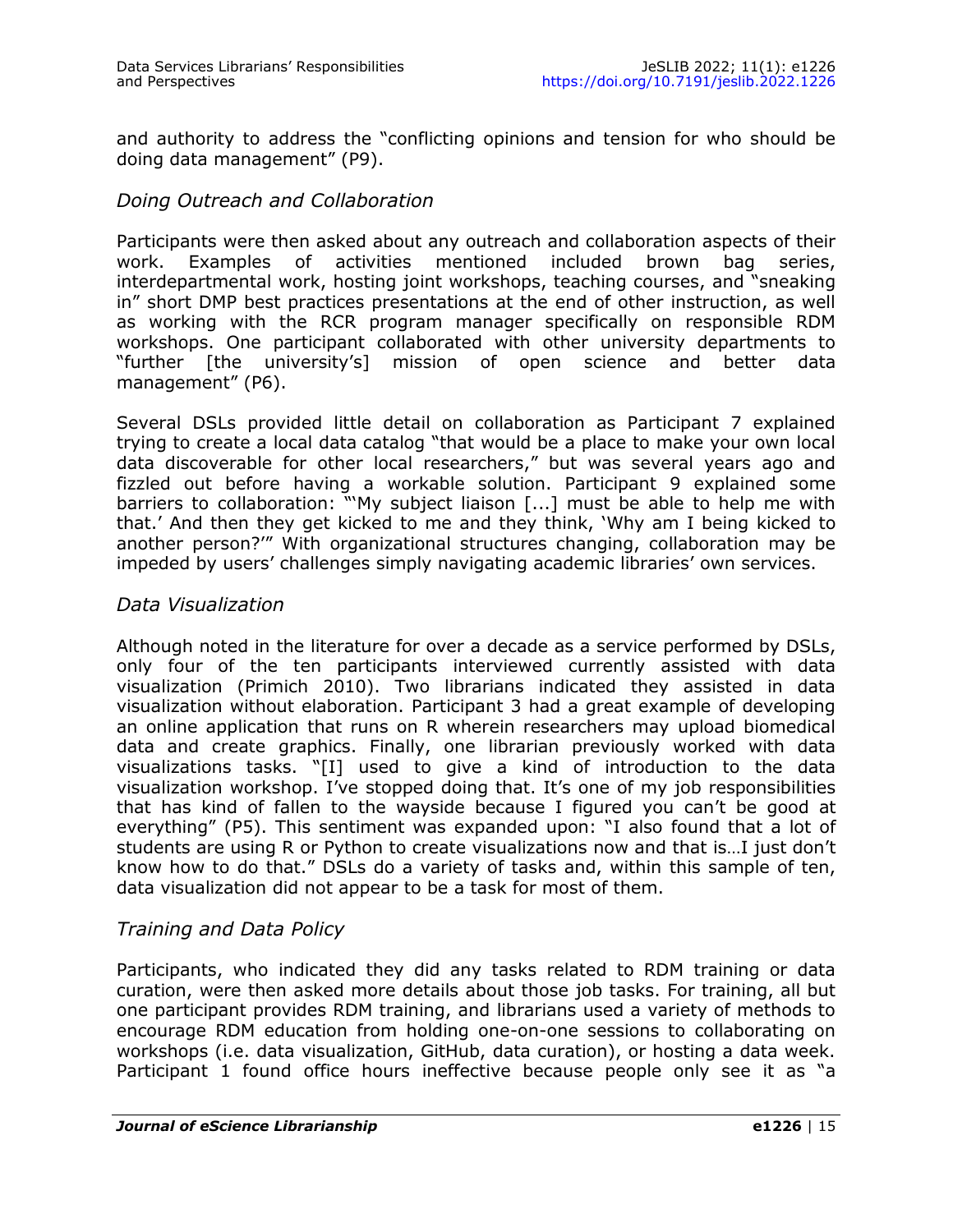and authority to address the "conflicting opinions and tension for who should be doing data management" (P9).

### *Doing Outreach and Collaboration*

Participants were then asked about any outreach and collaboration aspects of their work. Examples of activities mentioned included brown bag series, interdepartmental work, hosting joint workshops, teaching courses, and "sneaking in" short DMP best practices presentations at the end of other instruction, as well as working with the RCR program manager specifically on responsible RDM workshops. One participant collaborated with other university departments to "further [the university's] mission of open science and better data management" (P6).

Several DSLs provided little detail on collaboration as Participant 7 explained trying to create a local data catalog "that would be a place to make your own local data discoverable for other local researchers," but was several years ago and fizzled out before having a workable solution. Participant 9 explained some barriers to collaboration: "'My subject liaison [...] must be able to help me with that.' And then they get kicked to me and they think, 'Why am I being kicked to another person?'" With organizational structures changing, collaboration may be impeded by users' challenges simply navigating academic libraries' own services.

### *Data Visualization*

Although noted in the literature for over a decade as a service performed by DSLs, only four of the ten participants interviewed currently assisted with data visualization (Primich 2010). Two librarians indicated they assisted in data visualization without elaboration. Participant 3 had a great example of developing an online application that runs on R wherein researchers may upload biomedical data and create graphics. Finally, one librarian previously worked with data visualizations tasks. "[I] used to give a kind of introduction to the data visualization workshop. I've stopped doing that. It's one of my job responsibilities that has kind of fallen to the wayside because I figured you can't be good at everything" (P5). This sentiment was expanded upon: "I also found that a lot of students are using R or Python to create visualizations now and that is…I just don't know how to do that." DSLs do a variety of tasks and, within this sample of ten, data visualization did not appear to be a task for most of them.

### *Training and Data Policy*

Participants, who indicated they did any tasks related to RDM training or data curation, were then asked more details about those job tasks. For training, all but one participant provides RDM training, and librarians used a variety of methods to encourage RDM education from holding one-on-one sessions to collaborating on workshops (i.e. data visualization, GitHub, data curation), or hosting a data week. Participant 1 found office hours ineffective because people only see it as "a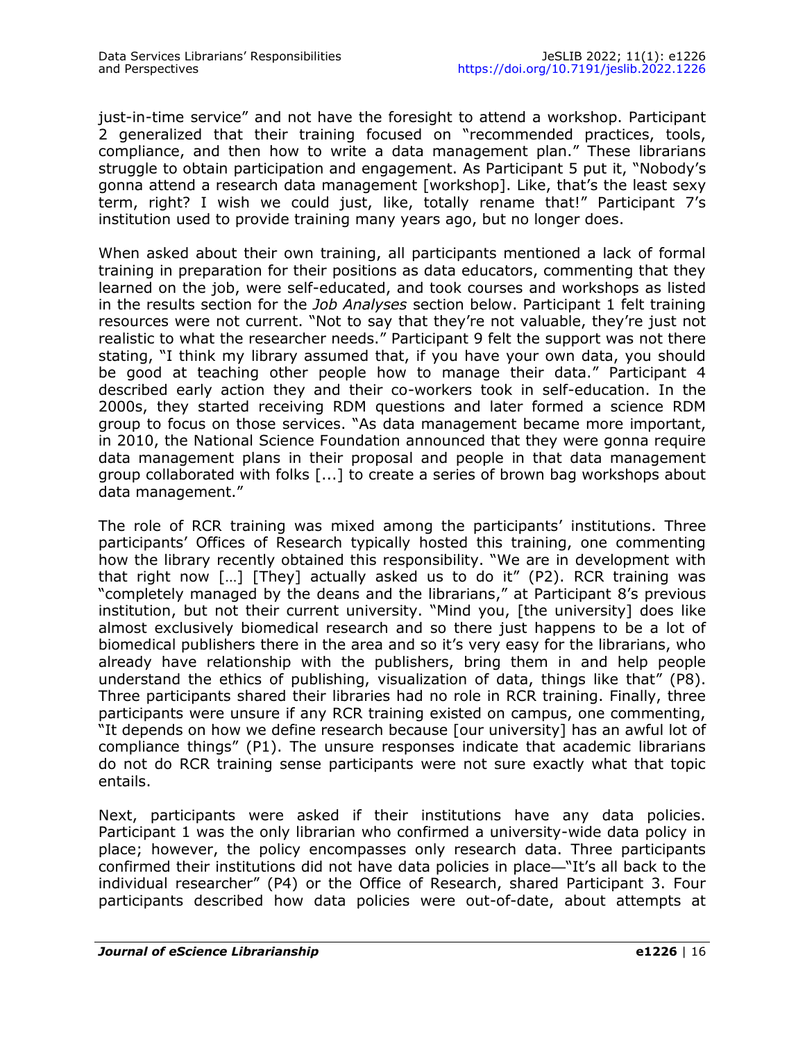just-in-time service" and not have the foresight to attend a workshop. Participant 2 generalized that their training focused on "recommended practices, tools, compliance, and then how to write a data management plan." These librarians struggle to obtain participation and engagement. As Participant 5 put it, "Nobody's gonna attend a research data management [workshop]. Like, that's the least sexy term, right? I wish we could just, like, totally rename that!" Participant 7's institution used to provide training many years ago, but no longer does.

When asked about their own training, all participants mentioned a lack of formal training in preparation for their positions as data educators, commenting that they learned on the job, were self-educated, and took courses and workshops as listed in the results section for the *Job Analyses* section below. Participant 1 felt training resources were not current. "Not to say that they're not valuable, they're just not realistic to what the researcher needs." Participant 9 felt the support was not there stating, "I think my library assumed that, if you have your own data, you should be good at teaching other people how to manage their data." Participant 4 described early action they and their co-workers took in self-education. In the 2000s, they started receiving RDM questions and later formed a science RDM group to focus on those services. "As data management became more important, in 2010, the National Science Foundation announced that they were gonna require data management plans in their proposal and people in that data management group collaborated with folks [...] to create a series of brown bag workshops about data management."

The role of RCR training was mixed among the participants' institutions. Three participants' Offices of Research typically hosted this training, one commenting how the library recently obtained this responsibility. "We are in development with that right now […] [They] actually asked us to do it" (P2). RCR training was "completely managed by the deans and the librarians," at Participant 8's previous institution, but not their current university. "Mind you, [the university] does like almost exclusively biomedical research and so there just happens to be a lot of biomedical publishers there in the area and so it's very easy for the librarians, who already have relationship with the publishers, bring them in and help people understand the ethics of publishing, visualization of data, things like that" (P8). Three participants shared their libraries had no role in RCR training. Finally, three participants were unsure if any RCR training existed on campus, one commenting, "It depends on how we define research because [our university] has an awful lot of compliance things" (P1). The unsure responses indicate that academic librarians do not do RCR training sense participants were not sure exactly what that topic entails.

Next, participants were asked if their institutions have any data policies. Participant 1 was the only librarian who confirmed a university-wide data policy in place; however, the policy encompasses only research data. Three participants confirmed their institutions did not have data policies in place—"It's all back to the individual researcher" (P4) or the Office of Research, shared Participant 3. Four participants described how data policies were out-of-date, about attempts at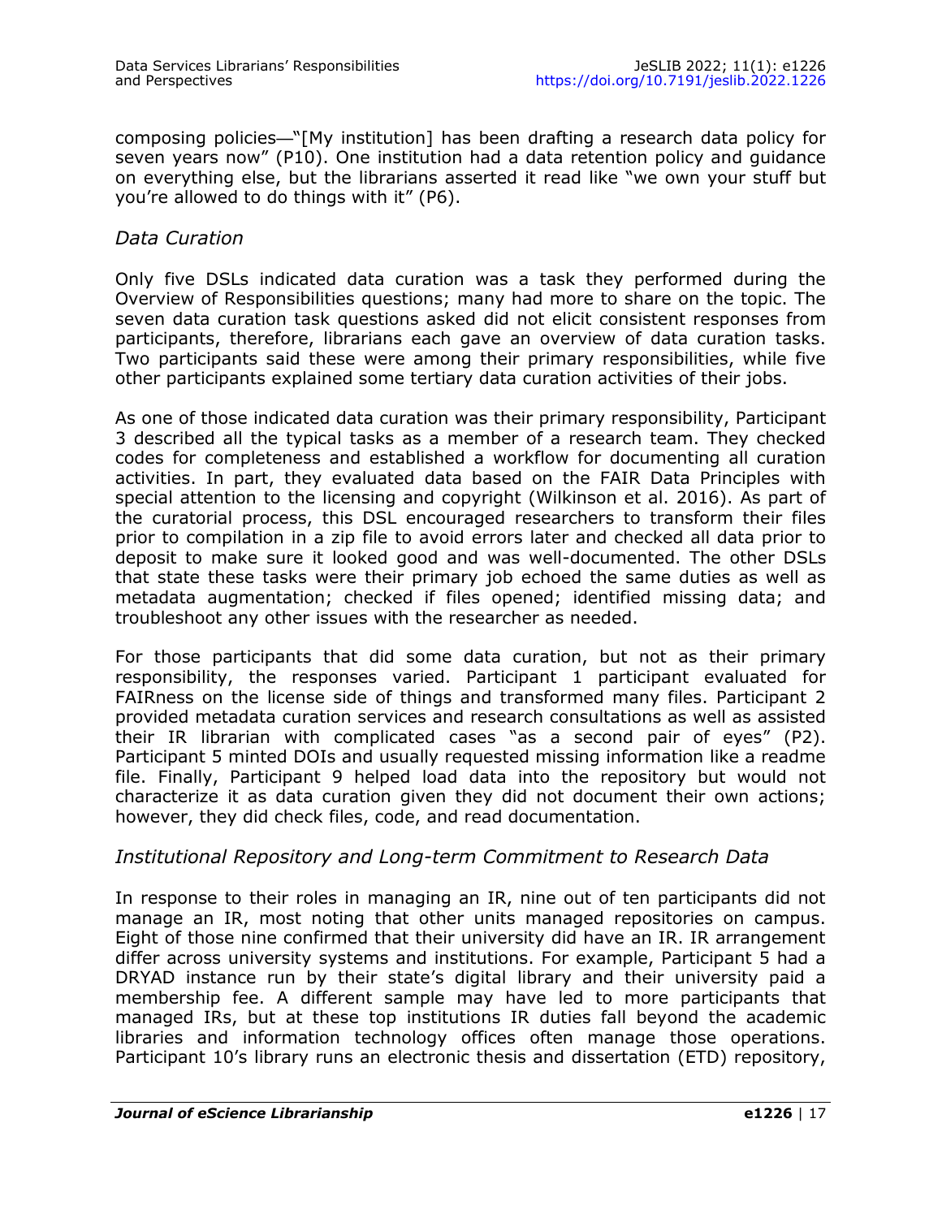composing policies—"[My institution] has been drafting a research data policy for seven years now" (P10). One institution had a data retention policy and guidance on everything else, but the librarians asserted it read like "we own your stuff but you're allowed to do things with it" (P6).

### *Data Curation*

Only five DSLs indicated data curation was a task they performed during the Overview of Responsibilities questions; many had more to share on the topic. The seven data curation task questions asked did not elicit consistent responses from participants, therefore, librarians each gave an overview of data curation tasks. Two participants said these were among their primary responsibilities, while five other participants explained some tertiary data curation activities of their jobs.

As one of those indicated data curation was their primary responsibility, Participant 3 described all the typical tasks as a member of a research team. They checked codes for completeness and established a workflow for documenting all curation activities. In part, they evaluated data based on the FAIR Data Principles with special attention to the licensing and copyright (Wilkinson et al. 2016). As part of the curatorial process, this DSL encouraged researchers to transform their files prior to compilation in a zip file to avoid errors later and checked all data prior to deposit to make sure it looked good and was well-documented. The other DSLs that state these tasks were their primary job echoed the same duties as well as metadata augmentation; checked if files opened; identified missing data; and troubleshoot any other issues with the researcher as needed.

For those participants that did some data curation, but not as their primary responsibility, the responses varied. Participant 1 participant evaluated for FAIRness on the license side of things and transformed many files. Participant 2 provided metadata curation services and research consultations as well as assisted their IR librarian with complicated cases "as a second pair of eyes" (P2). Participant 5 minted DOIs and usually requested missing information like a readme file. Finally, Participant 9 helped load data into the repository but would not characterize it as data curation given they did not document their own actions; however, they did check files, code, and read documentation.

### *Institutional Repository and Long-term Commitment to Research Data*

In response to their roles in managing an IR, nine out of ten participants did not manage an IR, most noting that other units managed repositories on campus. Eight of those nine confirmed that their university did have an IR. IR arrangement differ across university systems and institutions. For example, Participant 5 had a DRYAD instance run by their state's digital library and their university paid a membership fee. A different sample may have led to more participants that managed IRs, but at these top institutions IR duties fall beyond the academic libraries and information technology offices often manage those operations. Participant 10's library runs an electronic thesis and dissertation (ETD) repository,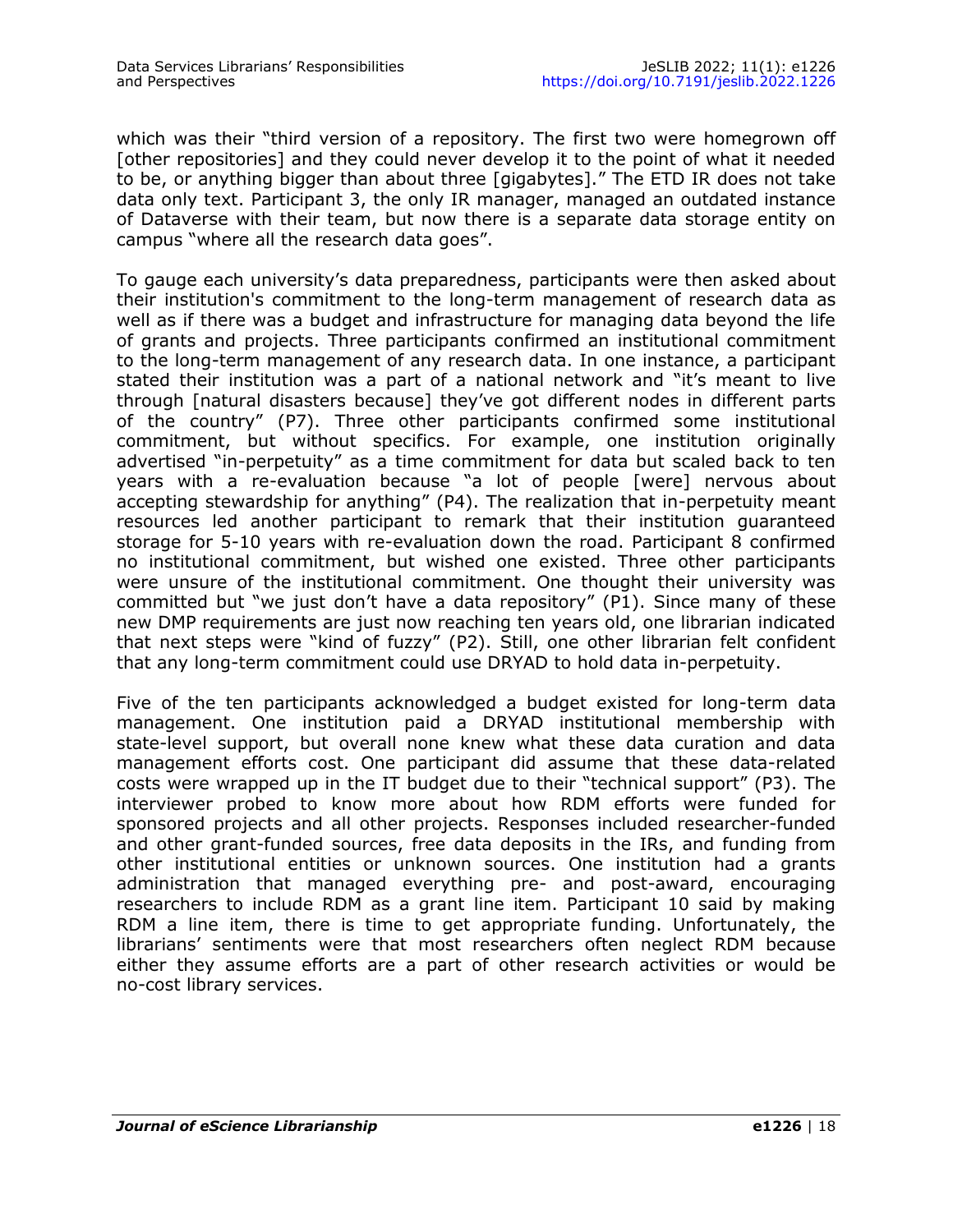which was their "third version of a repository. The first two were homegrown off [other repositories] and they could never develop it to the point of what it needed to be, or anything bigger than about three [gigabytes]." The ETD IR does not take data only text. Participant 3, the only IR manager, managed an outdated instance of Dataverse with their team, but now there is a separate data storage entity on campus "where all the research data goes".

To gauge each university's data preparedness, participants were then asked about their institution's commitment to the long-term management of research data as well as if there was a budget and infrastructure for managing data beyond the life of grants and projects. Three participants confirmed an institutional commitment to the long-term management of any research data. In one instance, a participant stated their institution was a part of a national network and "it's meant to live through [natural disasters because] they've got different nodes in different parts of the country" (P7). Three other participants confirmed some institutional commitment, but without specifics. For example, one institution originally advertised "in-perpetuity" as a time commitment for data but scaled back to ten years with a re-evaluation because "a lot of people [were] nervous about accepting stewardship for anything" (P4). The realization that in-perpetuity meant resources led another participant to remark that their institution guaranteed storage for 5-10 years with re-evaluation down the road. Participant 8 confirmed no institutional commitment, but wished one existed. Three other participants were unsure of the institutional commitment. One thought their university was committed but "we just don't have a data repository" (P1). Since many of these new DMP requirements are just now reaching ten years old, one librarian indicated that next steps were "kind of fuzzy" (P2). Still, one other librarian felt confident that any long-term commitment could use DRYAD to hold data in-perpetuity.

Five of the ten participants acknowledged a budget existed for long-term data management. One institution paid a DRYAD institutional membership with state-level support, but overall none knew what these data curation and data management efforts cost. One participant did assume that these data-related costs were wrapped up in the IT budget due to their "technical support" (P3). The interviewer probed to know more about how RDM efforts were funded for sponsored projects and all other projects. Responses included researcher-funded and other grant-funded sources, free data deposits in the IRs, and funding from other institutional entities or unknown sources. One institution had a grants administration that managed everything pre- and post-award, encouraging researchers to include RDM as a grant line item. Participant 10 said by making RDM a line item, there is time to get appropriate funding. Unfortunately, the librarians' sentiments were that most researchers often neglect RDM because either they assume efforts are a part of other research activities or would be no-cost library services.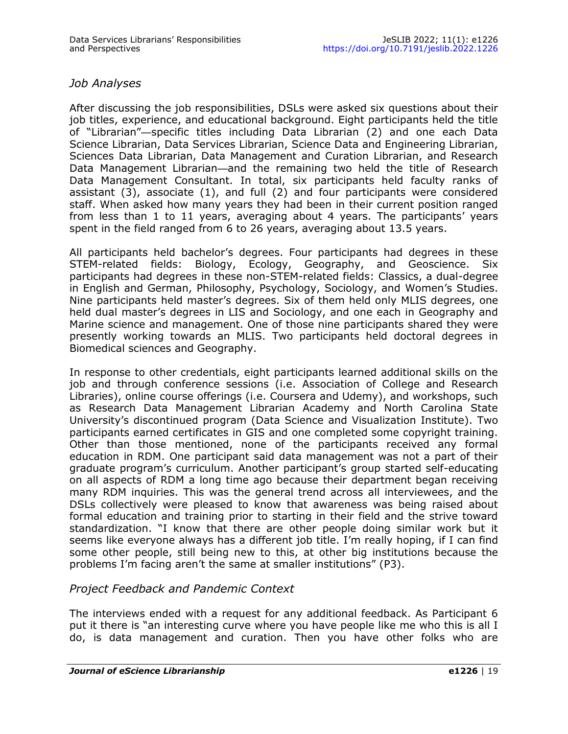### *Job Analyses*

After discussing the job responsibilities, DSLs were asked six questions about their job titles, experience, and educational background. Eight participants held the title of "Librarian"—specific titles including Data Librarian (2) and one each Data Science Librarian, Data Services Librarian, Science Data and Engineering Librarian, Sciences Data Librarian, Data Management and Curation Librarian, and Research Data Management Librarian—and the remaining two held the title of Research Data Management Consultant. In total, six participants held faculty ranks of assistant (3), associate (1), and full (2) and four participants were considered staff. When asked how many years they had been in their current position ranged from less than 1 to 11 years, averaging about 4 years. The participants' years spent in the field ranged from 6 to 26 years, averaging about 13.5 years.

All participants held bachelor's degrees. Four participants had degrees in these STEM-related fields: Biology, Ecology, Geography, and Geoscience. Six participants had degrees in these non-STEM-related fields: Classics, a dual-degree in English and German, Philosophy, Psychology, Sociology, and Women's Studies. Nine participants held master's degrees. Six of them held only MLIS degrees, one held dual master's degrees in LIS and Sociology, and one each in Geography and Marine science and management. One of those nine participants shared they were presently working towards an MLIS. Two participants held doctoral degrees in Biomedical sciences and Geography.

In response to other credentials, eight participants learned additional skills on the job and through conference sessions (i.e. Association of College and Research Libraries), online course offerings (i.e. Coursera and Udemy), and workshops, such as Research Data Management Librarian Academy and North Carolina State University's discontinued program (Data Science and Visualization Institute). Two participants earned certificates in GIS and one completed some copyright training. Other than those mentioned, none of the participants received any formal education in RDM. One participant said data management was not a part of their graduate program's curriculum. Another participant's group started self-educating on all aspects of RDM a long time ago because their department began receiving many RDM inquiries. This was the general trend across all interviewees, and the DSLs collectively were pleased to know that awareness was being raised about formal education and training prior to starting in their field and the strive toward standardization. "I know that there are other people doing similar work but it seems like everyone always has a different job title. I'm really hoping, if I can find some other people, still being new to this, at other big institutions because the problems I'm facing aren't the same at smaller institutions" (P3).

### *Project Feedback and Pandemic Context*

The interviews ended with a request for any additional feedback. As Participant 6 put it there is "an interesting curve where you have people like me who this is all I do, is data management and curation. Then you have other folks who are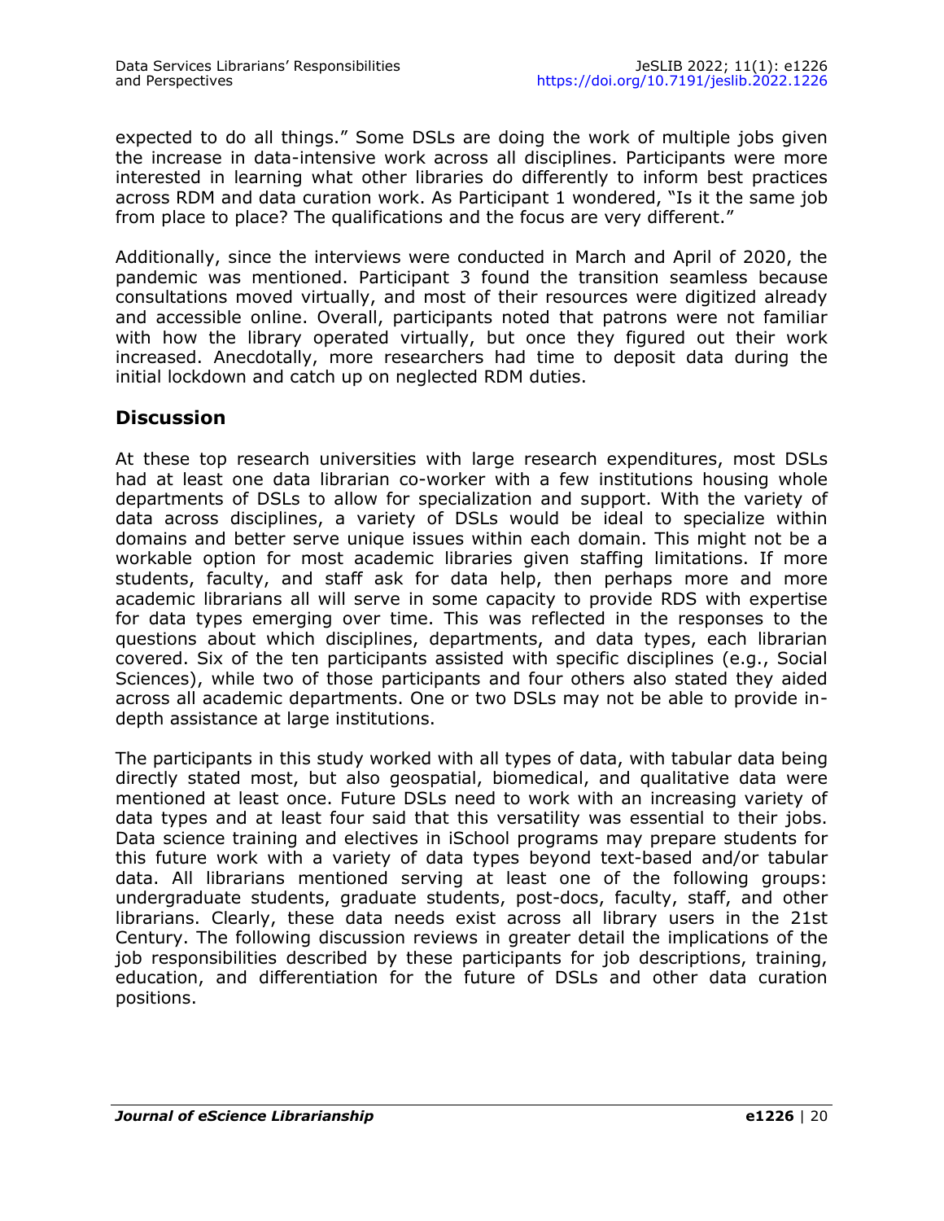expected to do all things." Some DSLs are doing the work of multiple jobs given the increase in data-intensive work across all disciplines. Participants were more interested in learning what other libraries do differently to inform best practices across RDM and data curation work. As Participant 1 wondered, "Is it the same job from place to place? The qualifications and the focus are very different."

Additionally, since the interviews were conducted in March and April of 2020, the pandemic was mentioned. Participant 3 found the transition seamless because consultations moved virtually, and most of their resources were digitized already and accessible online. Overall, participants noted that patrons were not familiar with how the library operated virtually, but once they figured out their work increased. Anecdotally, more researchers had time to deposit data during the initial lockdown and catch up on neglected RDM duties.

## Discussion

At these top research universities with large research expenditures, most DSLs had at least one data librarian co-worker with a few institutions housing whole departments of DSLs to allow for specialization and support. With the variety of data across disciplines, a variety of DSLs would be ideal to specialize within domains and better serve unique issues within each domain. This might not be a workable option for most academic libraries given staffing limitations. If more students, faculty, and staff ask for data help, then perhaps more and more academic librarians all will serve in some capacity to provide RDS with expertise for data types emerging over time. This was reflected in the responses to the questions about which disciplines, departments, and data types, each librarian covered. Six of the ten participants assisted with specific disciplines (e.g., Social Sciences), while two of those participants and four others also stated they aided across all academic departments. One or two DSLs may not be able to provide in-depth assistance at large institutions.

The participants in this study worked with all types of data, with tabular data being directly stated most, but also geospatial, biomedical, and qualitative data were mentioned at least once. Future DSLs need to work with an increasing variety of data types and at least four said that this versatility was essential to their jobs. Data science training and electives in iSchool programs may prepare students for this future work with a variety of data types beyond text-based and/or tabular data. All librarians mentioned serving at least one of the following groups: undergraduate students, graduate students, post-docs, faculty, staff, and other librarians. Clearly, these data needs exist across all library users in the 21st Century. The following discussion reviews in greater detail the implications of the job responsibilities described by these participants for job descriptions, training, education, and differentiation for the future of DSLs and other data curation positions.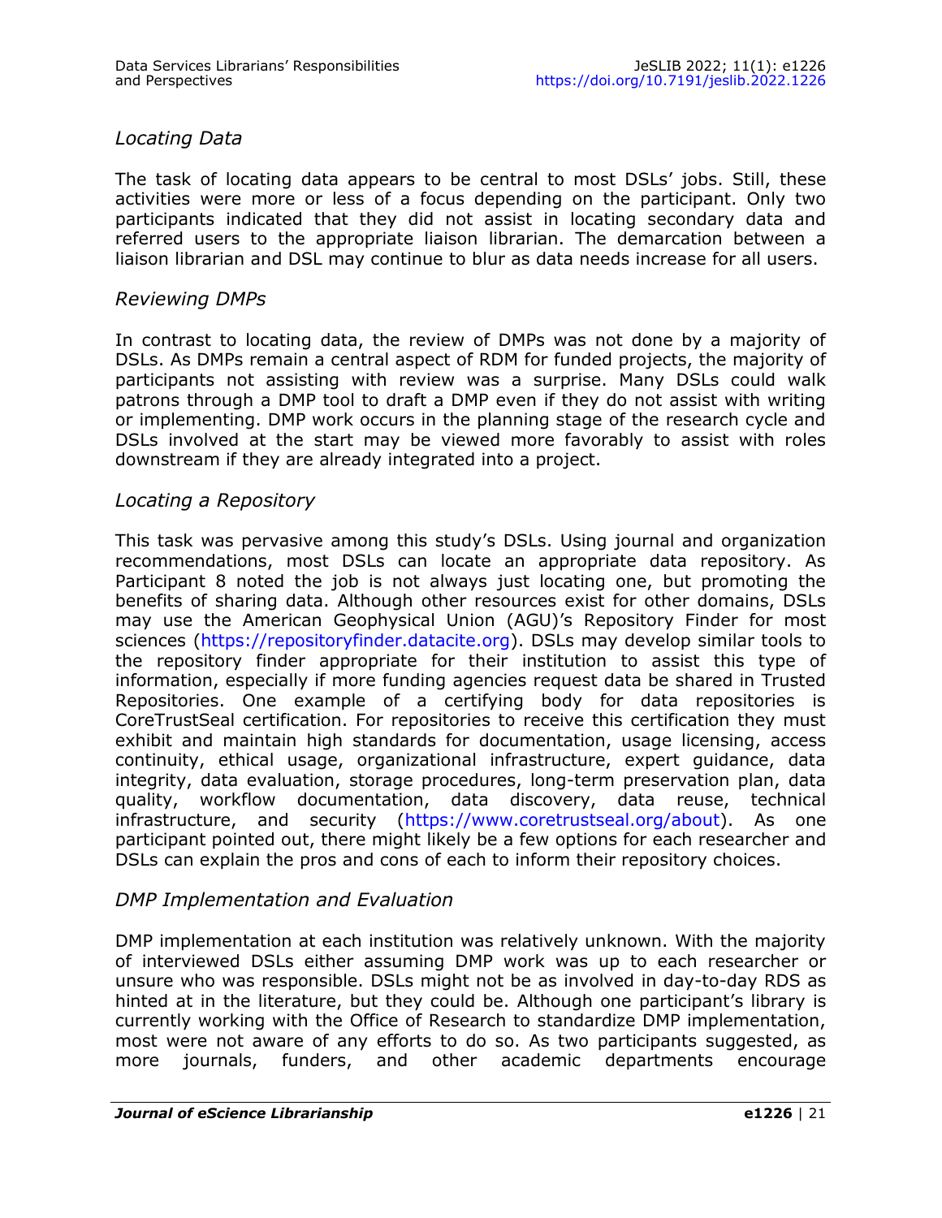### *Locating Data*

The task of locating data appears to be central to most DSLs' jobs. Still, these activities were more or less of a focus depending on the participant. Only two participants indicated that they did not assist in locating secondary data and referred users to the appropriate liaison librarian. The demarcation between a liaison librarian and DSL may continue to blur as data needs increase for all users.

### *Reviewing DMPs*

In contrast to locating data, the review of DMPs was not done by a majority of DSLs. As DMPs remain a central aspect of RDM for funded projects, the majority of participants not assisting with review was a surprise. Many DSLs could walk patrons through a DMP tool to draft a DMP even if they do not assist with writing or implementing. DMP work occurs in the planning stage of the research cycle and DSLs involved at the start may be viewed more favorably to assist with roles downstream if they are already integrated into a project.

### *Locating a Repository*

This task was pervasive among this study's DSLs. Using journal and organization recommendations, most DSLs can locate an appropriate data repository. As Participant 8 noted the job is not always just locating one, but promoting the benefits of sharing data. Although other resources exist for other domains, DSLs may use the American Geophysical Union (AGU)'s Repository Finder for most sciences (https://repositoryfinder.datacite.org). DSLs may develop similar tools to the repository finder appropriate for their institution to assist this type of information, especially if more funding agencies request data be shared in Trusted Repositories. One example of a certifying body for data repositories is CoreTrustSeal certification. For repositories to receive this certification they must exhibit and maintain high standards for documentation, usage licensing, access continuity, ethical usage, organizational infrastructure, expert guidance, data integrity, data evaluation, storage procedures, long-term preservation plan, data quality, workflow documentation, data discovery, data reuse, technical infrastructure, and security (https://www.coretrustseal.org/about). As one participant pointed out, there might likely be a few options for each researcher and DSLs can explain the pros and cons of each to inform their repository choices.

### *DMP Implementation and Evaluation*

DMP implementation at each institution was relatively unknown. With the majority of interviewed DSLs either assuming DMP work was up to each researcher or unsure who was responsible. DSLs might not be as involved in day-to-day RDS as hinted at in the literature, but they could be. Although one participant's library is currently working with the Office of Research to standardize DMP implementation, most were not aware of any efforts to do so. As two participants suggested, as more journals, funders, and other academic departments encourage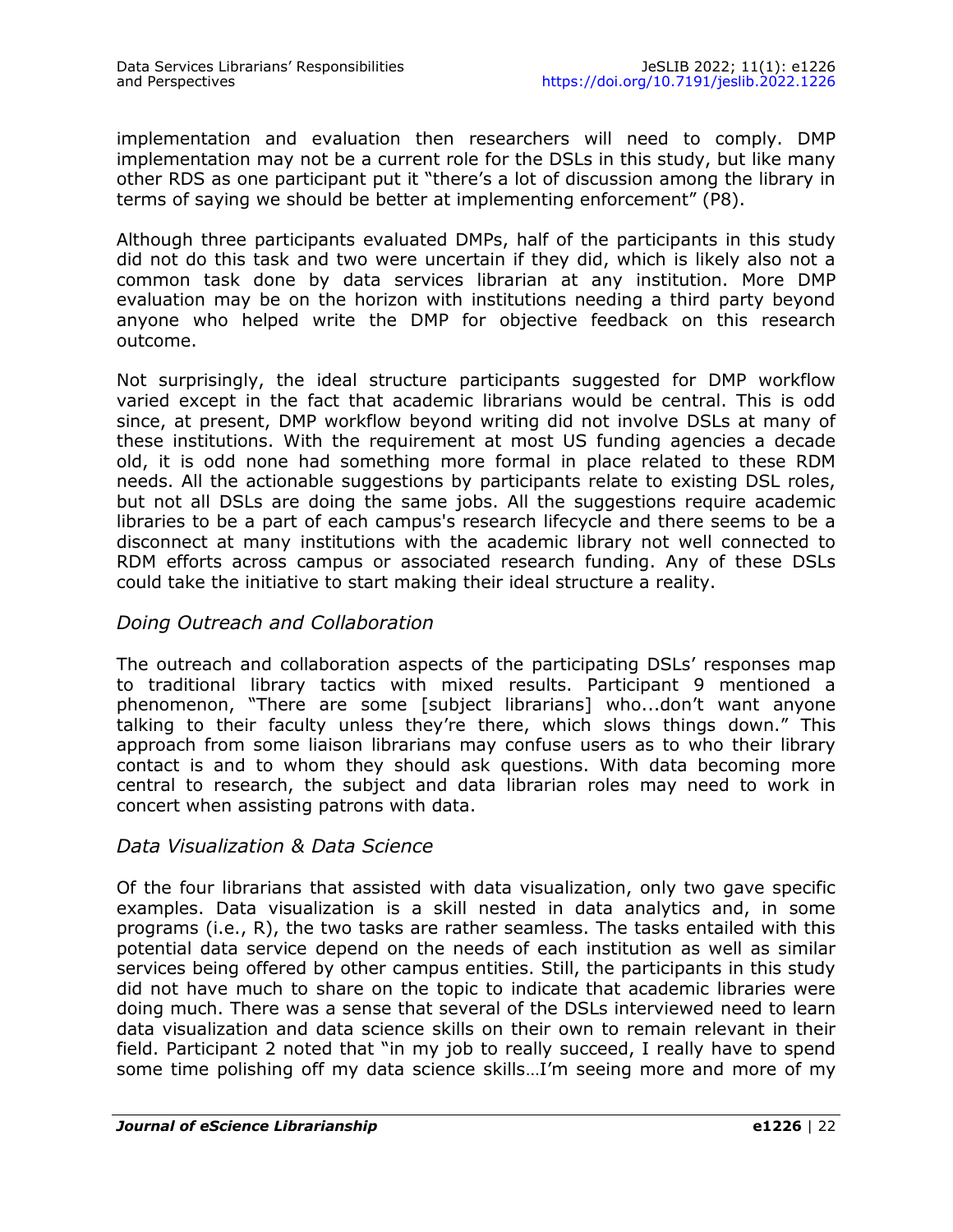implementation and evaluation then researchers will need to comply. DMP implementation may not be a current role for the DSLs in this study, but like many other RDS as one participant put it "there's a lot of discussion among the library in terms of saying we should be better at implementing enforcement" (P8).

Although three participants evaluated DMPs, half of the participants in this study did not do this task and two were uncertain if they did, which is likely also not a common task done by data services librarian at any institution. More DMP evaluation may be on the horizon with institutions needing a third party beyond anyone who helped write the DMP for objective feedback on this research outcome.

Not surprisingly, the ideal structure participants suggested for DMP workflow varied except in the fact that academic librarians would be central. This is odd since, at present, DMP workflow beyond writing did not involve DSLs at many of these institutions. With the requirement at most US funding agencies a decade old, it is odd none had something more formal in place related to these RDM needs. All the actionable suggestions by participants relate to existing DSL roles, but not all DSLs are doing the same jobs. All the suggestions require academic libraries to be a part of each campus's research lifecycle and there seems to be a disconnect at many institutions with the academic library not well connected to RDM efforts across campus or associated research funding. Any of these DSLs could take the initiative to start making their ideal structure a reality.

### *Doing Outreach and Collaboration*

The outreach and collaboration aspects of the participating DSLs' responses map to traditional library tactics with mixed results. Participant 9 mentioned a phenomenon, "There are some [subject librarians] who...don't want anyone talking to their faculty unless they're there, which slows things down." This approach from some liaison librarians may confuse users as to who their library contact is and to whom they should ask questions. With data becoming more central to research, the subject and data librarian roles may need to work in concert when assisting patrons with data.

### *Data Visualization & Data Science*

Of the four librarians that assisted with data visualization, only two gave specific examples. Data visualization is a skill nested in data analytics and, in some programs (i.e., R), the two tasks are rather seamless. The tasks entailed with this potential data service depend on the needs of each institution as well as similar services being offered by other campus entities. Still, the participants in this study did not have much to share on the topic to indicate that academic libraries were doing much. There was a sense that several of the DSLs interviewed need to learn data visualization and data science skills on their own to remain relevant in their field. Participant 2 noted that "in my job to really succeed, I really have to spend some time polishing off my data science skills…I'm seeing more and more of my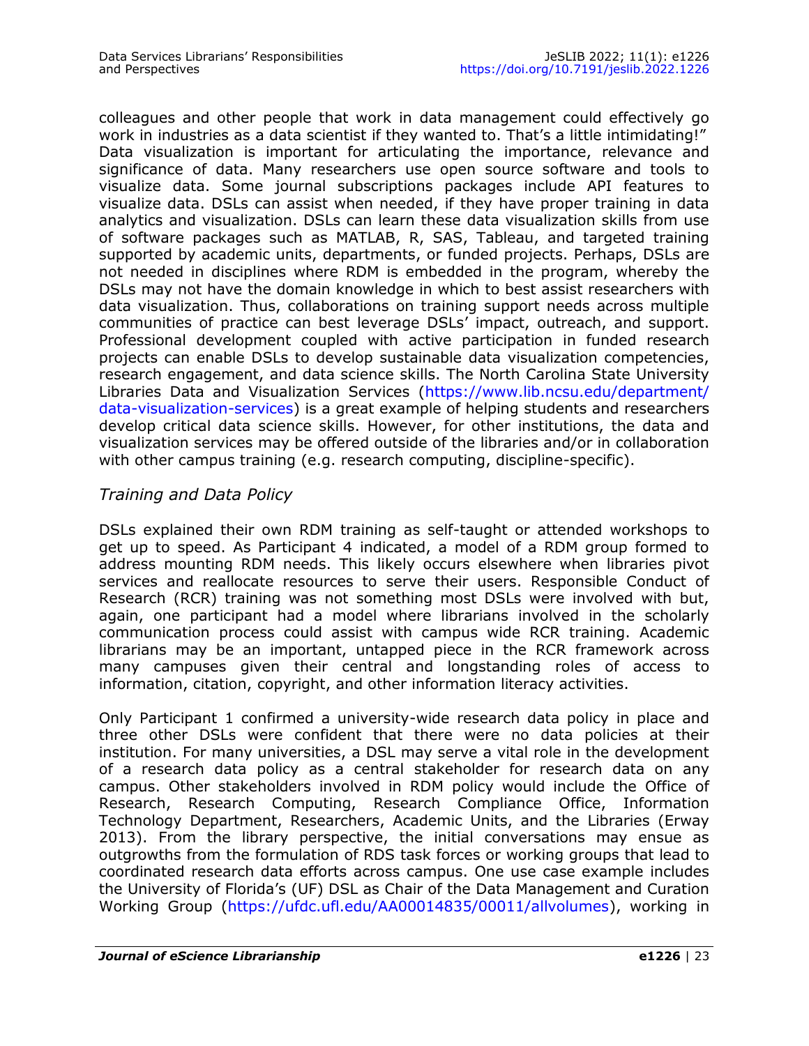colleagues and other people that work in data management could effectively go work in industries as a data scientist if they wanted to. That's a little intimidating!" Data visualization is important for articulating the importance, relevance and significance of data. Many researchers use open source software and tools to visualize data. Some journal subscriptions packages include API features to visualize data. DSLs can assist when needed, if they have proper training in data analytics and visualization. DSLs can learn these data visualization skills from use of software packages such as MATLAB, R, SAS, Tableau, and targeted training supported by academic units, departments, or funded projects. Perhaps, DSLs are not needed in disciplines where RDM is embedded in the program, whereby the DSLs may not have the domain knowledge in which to best assist researchers with data visualization. Thus, collaborations on training support needs across multiple communities of practice can best leverage DSLs' impact, outreach, and support. Professional development coupled with active participation in funded research projects can enable DSLs to develop sustainable data visualization competencies, research engagement, and data science skills. The North Carolina State University Libraries Data and Visualization Services (https://www.lib.ncsu.edu/department/data-visualization-services) is a great example of helping students and researchers develop critical data science skills. However, for other institutions, the data and visualization services may be offered outside of the libraries and/or in collaboration with other campus training (e.g. research computing, discipline-specific).

### *Training and Data Policy*

DSLs explained their own RDM training as self-taught or attended workshops to get up to speed. As Participant 4 indicated, a model of a RDM group formed to address mounting RDM needs. This likely occurs elsewhere when libraries pivot services and reallocate resources to serve their users. Responsible Conduct of Research (RCR) training was not something most DSLs were involved with but, again, one participant had a model where librarians involved in the scholarly communication process could assist with campus wide RCR training. Academic librarians may be an important, untapped piece in the RCR framework across many campuses given their central and longstanding roles of access to information, citation, copyright, and other information literacy activities.

Only Participant 1 confirmed a university-wide research data policy in place and three other DSLs were confident that there were no data policies at their institution. For many universities, a DSL may serve a vital role in the development of a research data policy as a central stakeholder for research data on any campus. Other stakeholders involved in RDM policy would include the Office of Research, Research Computing, Research Compliance Office, Information Technology Department, Researchers, Academic Units, and the Libraries (Erway 2013). From the library perspective, the initial conversations may ensue as outgrowths from the formulation of RDS task forces or working groups that lead to coordinated research data efforts across campus. One use case example includes the University of Florida's (UF) DSL as Chair of the Data Management and Curation Working Group (https://ufdc.ufl.edu/AA00014835/00011/allvolumes), working in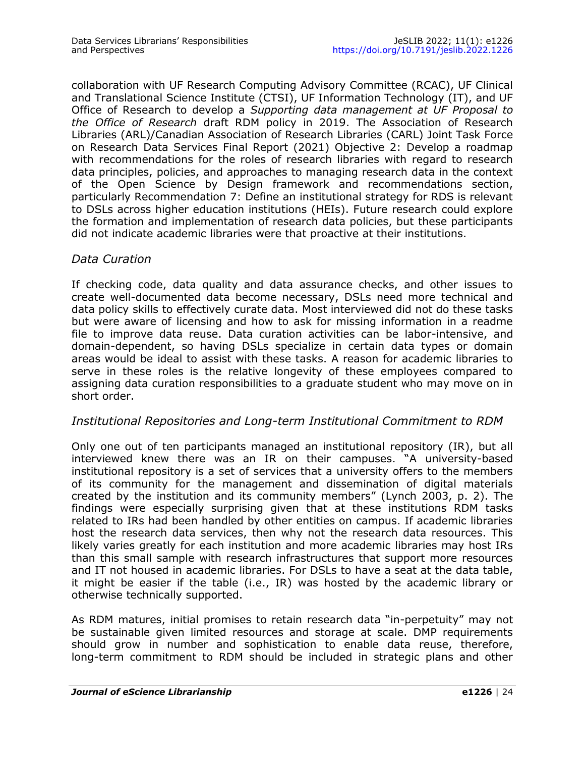collaboration with UF Research Computing Advisory Committee (RCAC), UF Clinical and Translational Science Institute (CTSI), UF Information Technology (IT), and UF Office of Research to develop a *Supporting data management at UF Proposal to the Office of Research* draft RDM policy in 2019. The Association of Research Libraries (ARL)/Canadian Association of Research Libraries (CARL) Joint Task Force on Research Data Services Final Report (2021) Objective 2: Develop a roadmap with recommendations for the roles of research libraries with regard to research data principles, policies, and approaches to managing research data in the context of the Open Science by Design framework and recommendations section, particularly Recommendation 7: Define an institutional strategy for RDS is relevant to DSLs across higher education institutions (HEIs). Future research could explore the formation and implementation of research data policies, but these participants did not indicate academic libraries were that proactive at their institutions.

### *Data Curation*

If checking code, data quality and data assurance checks, and other issues to create well-documented data become necessary, DSLs need more technical and data policy skills to effectively curate data. Most interviewed did not do these tasks but were aware of licensing and how to ask for missing information in a readme file to improve data reuse. Data curation activities can be labor-intensive, and domain-dependent, so having DSLs specialize in certain data types or domain areas would be ideal to assist with these tasks. A reason for academic libraries to serve in these roles is the relative longevity of these employees compared to assigning data curation responsibilities to a graduate student who may move on in short order.

### *Institutional Repositories and Long-term Institutional Commitment to RDM*

Only one out of ten participants managed an institutional repository (IR), but all interviewed knew there was an IR on their campuses. "A university-based institutional repository is a set of services that a university offers to the members of its community for the management and dissemination of digital materials created by the institution and its community members" (Lynch 2003, p. 2). The findings were especially surprising given that at these institutions RDM tasks related to IRs had been handled by other entities on campus. If academic libraries host the research data services, then why not the research data resources. This likely varies greatly for each institution and more academic libraries may host IRs than this small sample with research infrastructures that support more resources and IT not housed in academic libraries. For DSLs to have a seat at the data table, it might be easier if the table (i.e., IR) was hosted by the academic library or otherwise technically supported.

As RDM matures, initial promises to retain research data "in-perpetuity" may not be sustainable given limited resources and storage at scale. DMP requirements should grow in number and sophistication to enable data reuse, therefore, long-term commitment to RDM should be included in strategic plans and other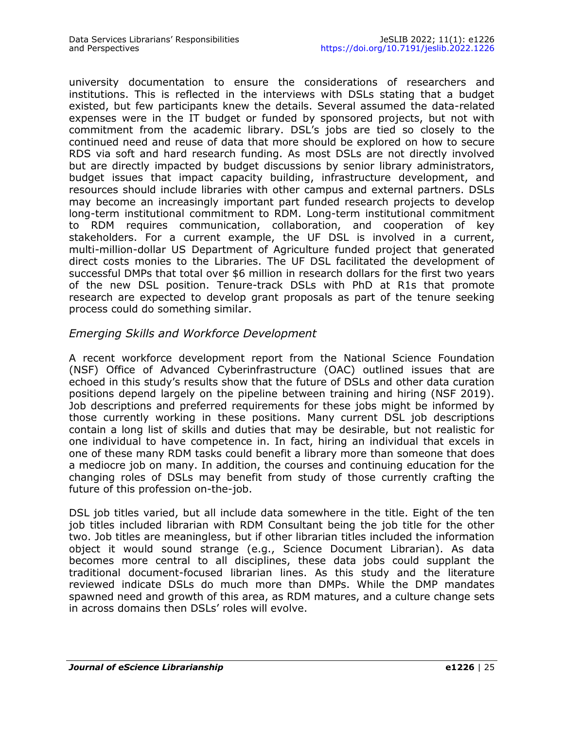university documentation to ensure the considerations of researchers and institutions. This is reflected in the interviews with DSLs stating that a budget existed, but few participants knew the details. Several assumed the data-related expenses were in the IT budget or funded by sponsored projects, but not with commitment from the academic library. DSL's jobs are tied so closely to the continued need and reuse of data that more should be explored on how to secure RDS via soft and hard research funding. As most DSLs are not directly involved but are directly impacted by budget discussions by senior library administrators, budget issues that impact capacity building, infrastructure development, and resources should include libraries with other campus and external partners. DSLs may become an increasingly important part funded research projects to develop long-term institutional commitment to RDM. Long-term institutional commitment to RDM requires communication, collaboration, and cooperation of key stakeholders. For a current example, the UF DSL is involved in a current, multi-million-dollar US Department of Agriculture funded project that generated direct costs monies to the Libraries. The UF DSL facilitated the development of successful DMPs that total over $6 million in research dollars for the first two years of the new DSL position. Tenure-track DSLs with PhD at R1s that promote research are expected to develop grant proposals as part of the tenure seeking process could do something similar.

### *Emerging Skills and Workforce Development*

A recent workforce development report from the National Science Foundation (NSF) Office of Advanced Cyberinfrastructure (OAC) outlined issues that are echoed in this study's results show that the future of DSLs and other data curation positions depend largely on the pipeline between training and hiring (NSF 2019). Job descriptions and preferred requirements for these jobs might be informed by those currently working in these positions. Many current DSL job descriptions contain a long list of skills and duties that may be desirable, but not realistic for one individual to have competence in. In fact, hiring an individual that excels in one of these many RDM tasks could benefit a library more than someone that does a mediocre job on many. In addition, the courses and continuing education for the changing roles of DSLs may benefit from study of those currently crafting the future of this profession on-the-job.

DSL job titles varied, but all include data somewhere in the title. Eight of the ten job titles included librarian with RDM Consultant being the job title for the other two. Job titles are meaningless, but if other librarian titles included the information object it would sound strange (e.g., Science Document Librarian). As data becomes more central to all disciplines, these data jobs could supplant the traditional document-focused librarian lines. As this study and the literature reviewed indicate DSLs do much more than DMPs. While the DMP mandates spawned need and growth of this area, as RDM matures, and a culture change sets in across domains then DSLs' roles will evolve.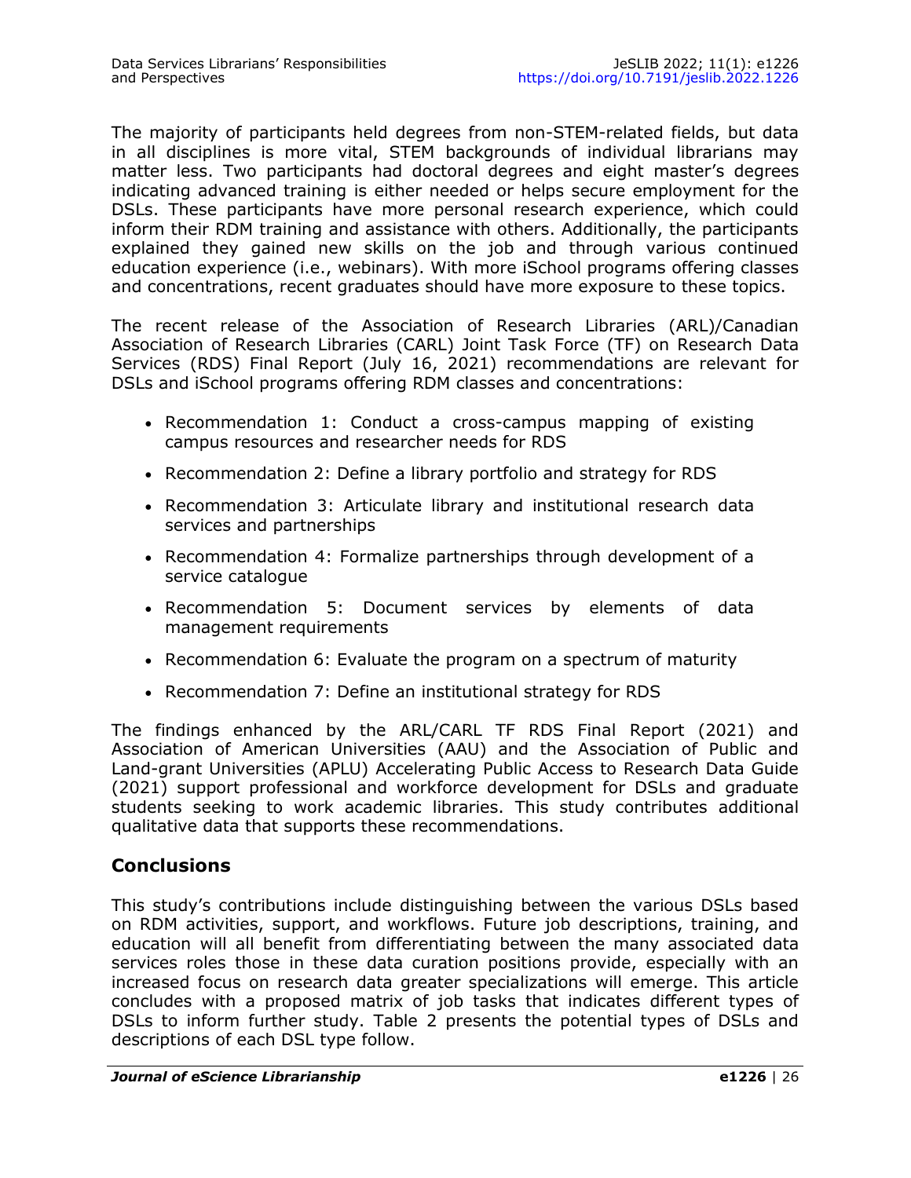The majority of participants held degrees from non-STEM-related fields, but data in all disciplines is more vital, STEM backgrounds of individual librarians may matter less. Two participants had doctoral degrees and eight master's degrees indicating advanced training is either needed or helps secure employment for the DSLs. These participants have more personal research experience, which could inform their RDM training and assistance with others. Additionally, the participants explained they gained new skills on the job and through various continued education experience (i.e., webinars). With more iSchool programs offering classes and concentrations, recent graduates should have more exposure to these topics.

The recent release of the Association of Research Libraries (ARL)/Canadian Association of Research Libraries (CARL) Joint Task Force (TF) on Research Data Services (RDS) Final Report (July 16, 2021) recommendations are relevant for DSLs and iSchool programs offering RDM classes and concentrations:

- Recommendation 1: Conduct a cross-campus mapping of existing campus resources and researcher needs for RDS
- Recommendation 2: Define a library portfolio and strategy for RDS
- Recommendation 3: Articulate library and institutional research data services and partnerships
- Recommendation 4: Formalize partnerships through development of a service catalogue
- Recommendation 5: Document services by elements of data management requirements
- Recommendation 6: Evaluate the program on a spectrum of maturity
- Recommendation 7: Define an institutional strategy for RDS

The findings enhanced by the ARL/CARL TF RDS Final Report (2021) and Association of American Universities (AAU) and the Association of Public and Land-grant Universities (APLU) Accelerating Public Access to Research Data Guide (2021) support professional and workforce development for DSLs and graduate students seeking to work academic libraries. This study contributes additional qualitative data that supports these recommendations.

## Conclusions

This study's contributions include distinguishing between the various DSLs based on RDM activities, support, and workflows. Future job descriptions, training, and education will all benefit from differentiating between the many associated data services roles those in these data curation positions provide, especially with an increased focus on research data greater specializations will emerge. This article concludes with a proposed matrix of job tasks that indicates different types of DSLs to inform further study. Table 2 presents the potential types of DSLs and descriptions of each DSL type follow.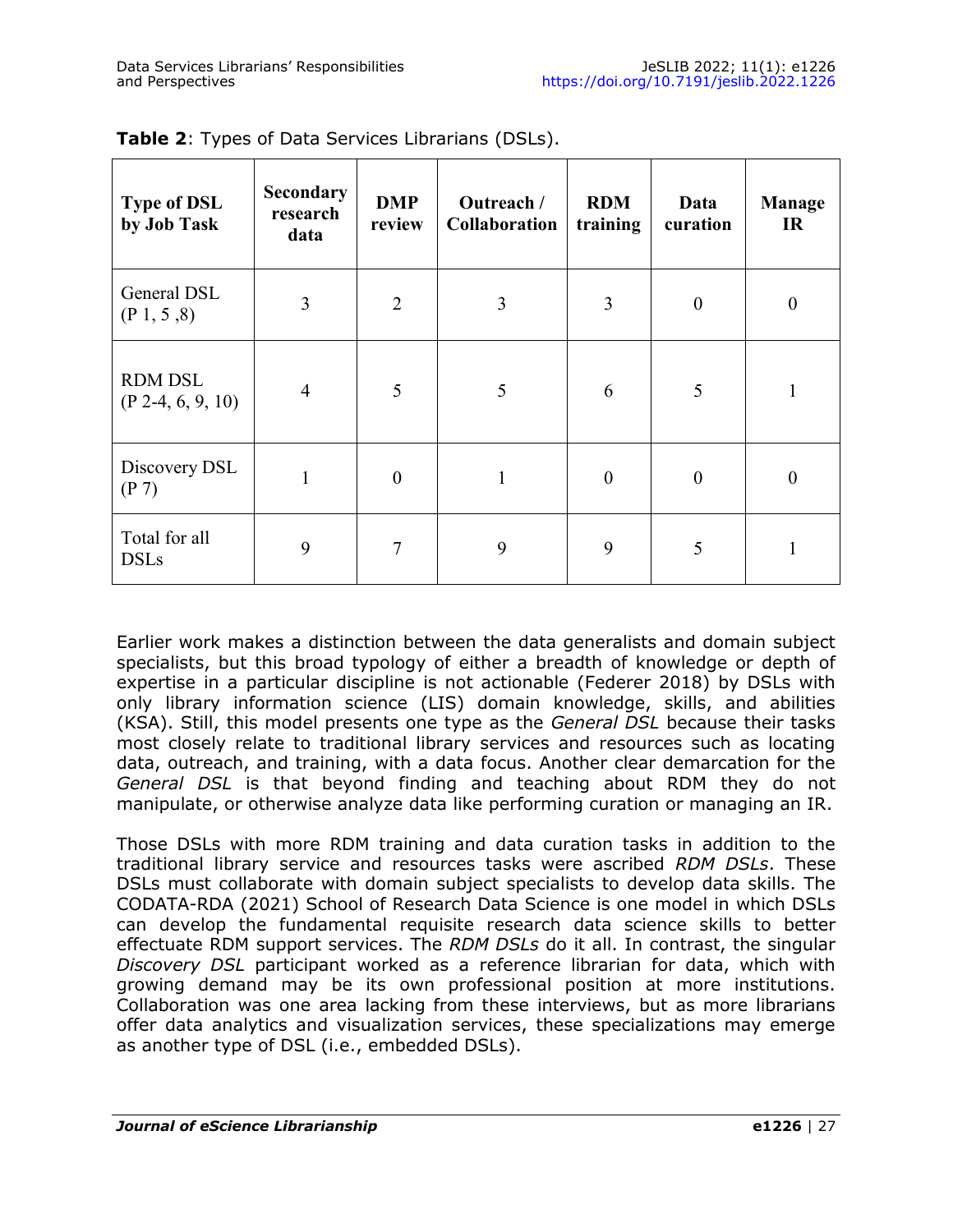**Table 2**: Types of Data Services Librarians (DSLs).

| Type of DSL by Job Task | Secondary research data | DMP review | Outreach / Collaboration | RDM training | Data curation | Manage IR |
|---|---|---|---|---|---|---|
| General DSL (P 1, 5 ,8) | 3 | 2 | 3 | 3 | 0 | 0 |
| RDM DSL (P 2-4, 6, 9, 10) | 4 | 5 | 5 | 6 | 5 | 1 |
| Discovery DSL (P 7) | 1 | 0 | 1 | 0 | 0 | 0 |
| Total for all DSLs | 9 | 7 | 9 | 9 | 5 | 1 |

Earlier work makes a distinction between the data generalists and domain subject specialists, but this broad typology of either a breadth of knowledge or depth of expertise in a particular discipline is not actionable (Federer 2018) by DSLs with only library information science (LIS) domain knowledge, skills, and abilities (KSA). Still, this model presents one type as the *General DSL* because their tasks most closely relate to traditional library services and resources such as locating data, outreach, and training, with a data focus. Another clear demarcation for the *General DSL* is that beyond finding and teaching about RDM they do not manipulate, or otherwise analyze data like performing curation or managing an IR.

Those DSLs with more RDM training and data curation tasks in addition to the traditional library service and resources tasks were ascribed *RDM DSLs*. These DSLs must collaborate with domain subject specialists to develop data skills. The CODATA-RDA (2021) School of Research Data Science is one model in which DSLs can develop the fundamental requisite research data science skills to better effectuate RDM support services. The *RDM DSLs* do it all. In contrast, the singular *Discovery DSL* participant worked as a reference librarian for data, which with growing demand may be its own professional position at more institutions. Collaboration was one area lacking from these interviews, but as more librarians offer data analytics and visualization services, these specializations may emerge as another type of DSL (i.e., embedded DSLs).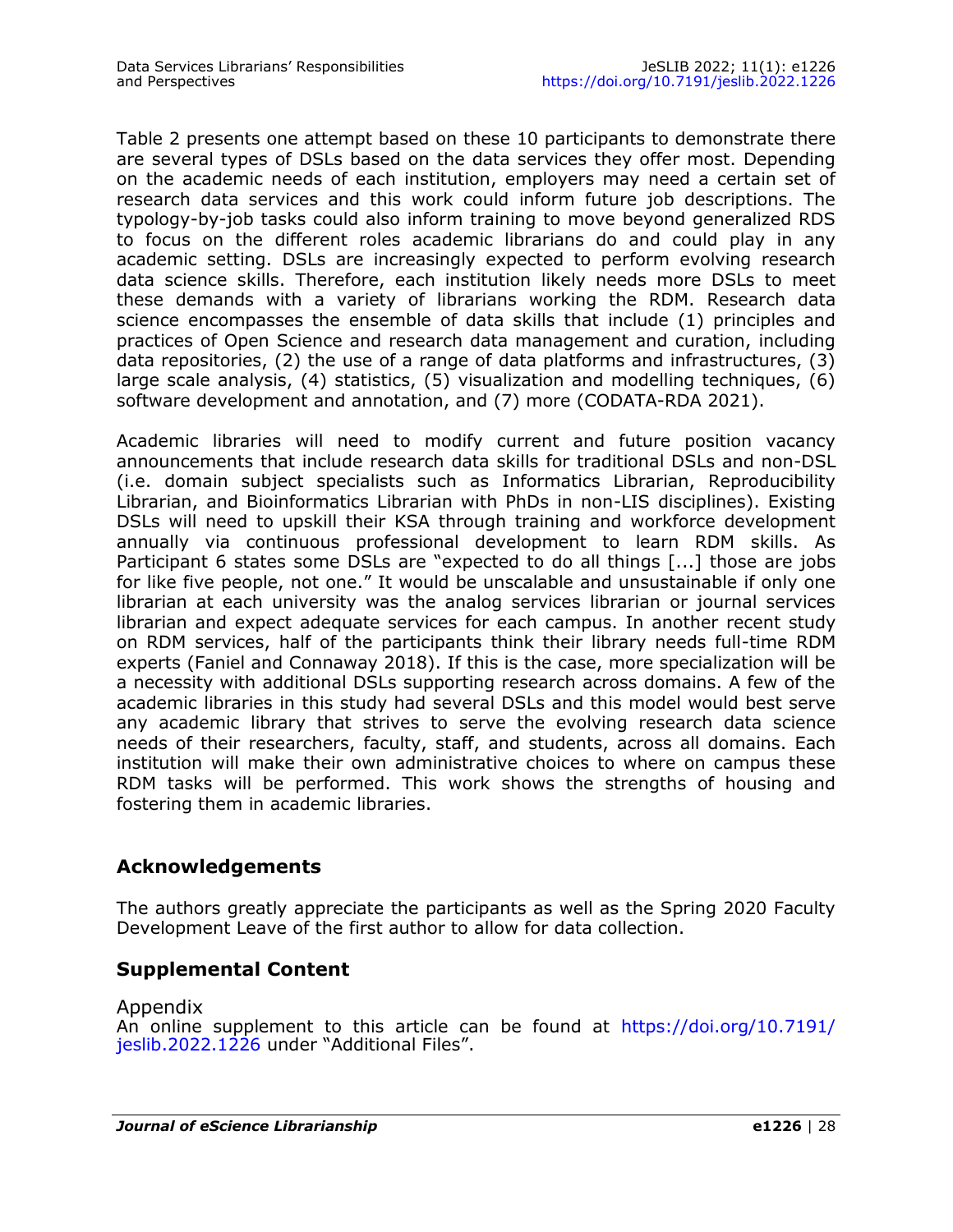Table 2 presents one attempt based on these 10 participants to demonstrate there are several types of DSLs based on the data services they offer most. Depending on the academic needs of each institution, employers may need a certain set of research data services and this work could inform future job descriptions. The typology-by-job tasks could also inform training to move beyond generalized RDS to focus on the different roles academic librarians do and could play in any academic setting. DSLs are increasingly expected to perform evolving research data science skills. Therefore, each institution likely needs more DSLs to meet these demands with a variety of librarians working the RDM. Research data science encompasses the ensemble of data skills that include (1) principles and practices of Open Science and research data management and curation, including data repositories, (2) the use of a range of data platforms and infrastructures, (3) large scale analysis, (4) statistics, (5) visualization and modelling techniques, (6) software development and annotation, and (7) more (CODATA-RDA 2021).

Academic libraries will need to modify current and future position vacancy announcements that include research data skills for traditional DSLs and non-DSL (i.e. domain subject specialists such as Informatics Librarian, Reproducibility Librarian, and Bioinformatics Librarian with PhDs in non-LIS disciplines). Existing DSLs will need to upskill their KSA through training and workforce development annually via continuous professional development to learn RDM skills. As Participant 6 states some DSLs are "expected to do all things [...] those are jobs for like five people, not one." It would be unscalable and unsustainable if only one librarian at each university was the analog services librarian or journal services librarian and expect adequate services for each campus. In another recent study on RDM services, half of the participants think their library needs full-time RDM experts (Faniel and Connaway 2018). If this is the case, more specialization will be a necessity with additional DSLs supporting research across domains. A few of the academic libraries in this study had several DSLs and this model would best serve any academic library that strives to serve the evolving research data science needs of their researchers, faculty, staff, and students, across all domains. Each institution will make their own administrative choices to where on campus these RDM tasks will be performed. This work shows the strengths of housing and fostering them in academic libraries.

## Acknowledgements

The authors greatly appreciate the participants as well as the Spring 2020 Faculty Development Leave of the first author to allow for data collection.

## Supplemental Content

Appendix

An online supplement to this article can be found at https://doi.org/10.7191/jeslib.2022.1226 under "Additional Files".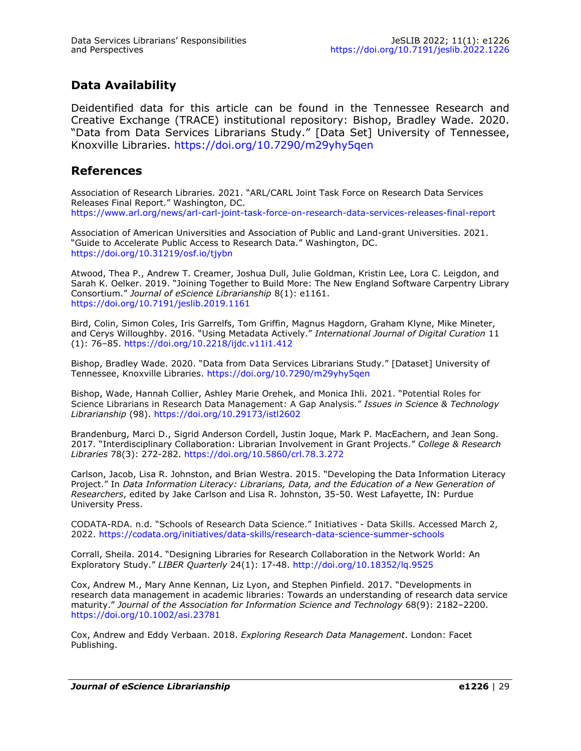## Data Availability

Deidentified data for this article can be found in the Tennessee Research and Creative Exchange (TRACE) institutional repository: Bishop, Bradley Wade. 2020. "Data from Data Services Librarians Study." [Data Set] University of Tennessee, Knoxville Libraries. https://doi.org/10.7290/m29yhy5qen

## References

Association of Research Libraries. 2021. "ARL/CARL Joint Task Force on Research Data Services Releases Final Report." Washington, DC. https://www.arl.org/news/arl-carl-joint-task-force-on-research-data-services-releases-final-report

Association of American Universities and Association of Public and Land-grant Universities. 2021. "Guide to Accelerate Public Access to Research Data." Washington, DC. https://doi.org/10.31219/osf.io/tjybn

Atwood, Thea P., Andrew T. Creamer, Joshua Dull, Julie Goldman, Kristin Lee, Lora C. Leigdon, and Sarah K. Oelker. 2019. "Joining Together to Build More: The New England Software Carpentry Library Consortium." *Journal of eScience Librarianship* 8(1): e1161. https://doi.org/10.7191/jeslib.2019.1161

Bird, Colin, Simon Coles, Iris Garrelfs, Tom Griffin, Magnus Hagdorn, Graham Klyne, Mike Mineter, and Cerys Willoughby. 2016. "Using Metadata Actively." *International Journal of Digital Curation* 11 (1): 76–85. https://doi.org/10.2218/ijdc.v11i1.412

Bishop, Bradley Wade. 2020. "Data from Data Services Librarians Study." [Dataset] University of Tennessee, Knoxville Libraries. https://doi.org/10.7290/m29yhy5qen

Bishop, Wade, Hannah Collier, Ashley Marie Orehek, and Monica Ihli. 2021. "Potential Roles for Science Librarians in Research Data Management: A Gap Analysis." *Issues in Science & Technology Librarianship* (98). https://doi.org/10.29173/istl2602

Brandenburg, Marci D., Sigrid Anderson Cordell, Justin Joque, Mark P. MacEachern, and Jean Song. 2017. "Interdisciplinary Collaboration: Librarian Involvement in Grant Projects." *College & Research Libraries* 78(3): 272-282. https://doi.org/10.5860/crl.78.3.272

Carlson, Jacob, Lisa R. Johnston, and Brian Westra. 2015. "Developing the Data Information Literacy Project." In *Data Information Literacy: Librarians, Data, and the Education of a New Generation of Researchers*, edited by Jake Carlson and Lisa R. Johnston, 35-50. West Lafayette, IN: Purdue University Press.

CODATA-RDA. n.d. "Schools of Research Data Science." Initiatives - Data Skills. Accessed March 2, 2022. https://codata.org/initiatives/data-skills/research-data-science-summer-schools

Corrall, Sheila. 2014. "Designing Libraries for Research Collaboration in the Network World: An Exploratory Study." *LIBER Quarterly* 24(1): 17-48. http://doi.org/10.18352/lq.9525

Cox, Andrew M., Mary Anne Kennan, Liz Lyon, and Stephen Pinfield. 2017. "Developments in research data management in academic libraries: Towards an understanding of research data service maturity." *Journal of the Association for Information Science and Technology* 68(9): 2182–2200. https://doi.org/10.1002/asi.23781

Cox, Andrew and Eddy Verbaan. 2018. *Exploring Research Data Management*. London: Facet Publishing.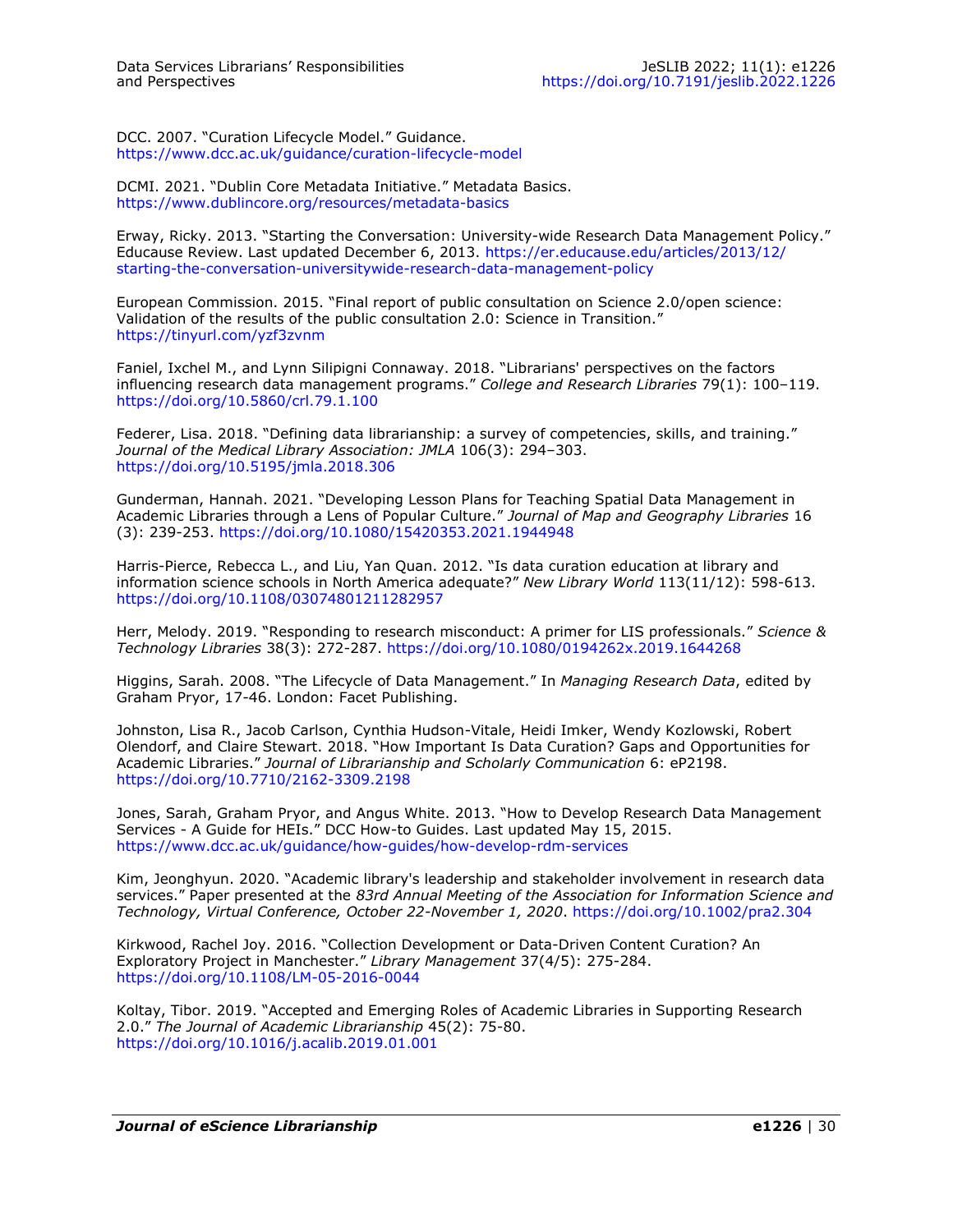DCC. 2007. "Curation Lifecycle Model." Guidance. https://www.dcc.ac.uk/guidance/curation-lifecycle-model

DCMI. 2021. "Dublin Core Metadata Initiative." Metadata Basics. https://www.dublincore.org/resources/metadata-basics

Erway, Ricky. 2013. "Starting the Conversation: University-wide Research Data Management Policy." Educause Review. Last updated December 6, 2013. https://er.educause.edu/articles/2013/12/starting-the-conversation-universitywide-research-data-management-policy

European Commission. 2015. "Final report of public consultation on Science 2.0/open science: Validation of the results of the public consultation 2.0: Science in Transition." https://tinyurl.com/yzf3zvnm

Faniel, Ixchel M., and Lynn Silipigni Connaway. 2018. "Librarians' perspectives on the factors influencing research data management programs." *College and Research Libraries* 79(1): 100–119. https://doi.org/10.5860/crl.79.1.100

Federer, Lisa. 2018. "Defining data librarianship: a survey of competencies, skills, and training." *Journal of the Medical Library Association: JMLA* 106(3): 294–303. https://doi.org/10.5195/jmla.2018.306

Gunderman, Hannah. 2021. "Developing Lesson Plans for Teaching Spatial Data Management in Academic Libraries through a Lens of Popular Culture." *Journal of Map and Geography Libraries* 16 (3): 239-253. https://doi.org/10.1080/15420353.2021.1944948

Harris-Pierce, Rebecca L., and Liu, Yan Quan. 2012. "Is data curation education at library and information science schools in North America adequate?" *New Library World* 113(11/12): 598-613. https://doi.org/10.1108/03074801211282957

Herr, Melody. 2019. "Responding to research misconduct: A primer for LIS professionals." *Science & Technology Libraries* 38(3): 272-287. https://doi.org/10.1080/0194262x.2019.1644268

Higgins, Sarah. 2008. "The Lifecycle of Data Management." In *Managing Research Data*, edited by Graham Pryor, 17-46. London: Facet Publishing.

Johnston, Lisa R., Jacob Carlson, Cynthia Hudson-Vitale, Heidi Imker, Wendy Kozlowski, Robert Olendorf, and Claire Stewart. 2018. "How Important Is Data Curation? Gaps and Opportunities for Academic Libraries." *Journal of Librarianship and Scholarly Communication* 6: eP2198. https://doi.org/10.7710/2162-3309.2198

Jones, Sarah, Graham Pryor, and Angus White. 2013. "How to Develop Research Data Management Services - A Guide for HEIs." DCC How-to Guides. Last updated May 15, 2015. https://www.dcc.ac.uk/guidance/how-guides/how-develop-rdm-services

Kim, Jeonghyun. 2020. "Academic library's leadership and stakeholder involvement in research data services." Paper presented at the *83rd Annual Meeting of the Association for Information Science and Technology, Virtual Conference, October 22-November 1, 2020*. https://doi.org/10.1002/pra2.304

Kirkwood, Rachel Joy. 2016. "Collection Development or Data-Driven Content Curation? An Exploratory Project in Manchester." *Library Management* 37(4/5): 275-284. https://doi.org/10.1108/LM-05-2016-0044

Koltay, Tibor. 2019. "Accepted and Emerging Roles of Academic Libraries in Supporting Research 2.0." *The Journal of Academic Librarianship* 45(2): 75-80. https://doi.org/10.1016/j.acalib.2019.01.001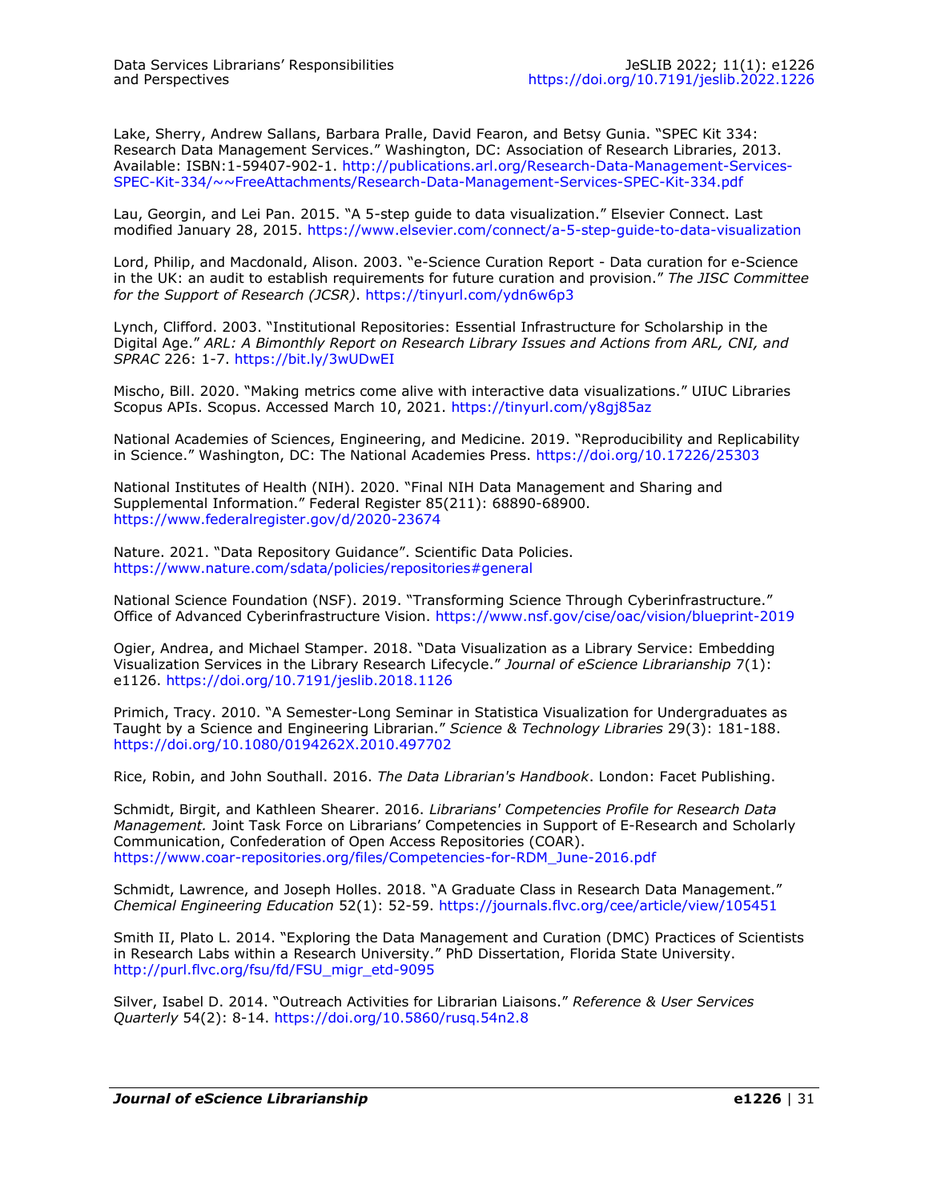Lake, Sherry, Andrew Sallans, Barbara Pralle, David Fearon, and Betsy Gunia. "SPEC Kit 334: Research Data Management Services." Washington, DC: Association of Research Libraries, 2013. Available: ISBN:1-59407-902-1. http://publications.arl.org/Research-Data-Management-Services-SPEC-Kit-334/~~FreeAttachments/Research-Data-Management-Services-SPEC-Kit-334.pdf

Lau, Georgin, and Lei Pan. 2015. "A 5-step guide to data visualization." Elsevier Connect. Last modified January 28, 2015. https://www.elsevier.com/connect/a-5-step-guide-to-data-visualization

Lord, Philip, and Macdonald, Alison. 2003. "e-Science Curation Report - Data curation for e-Science in the UK: an audit to establish requirements for future curation and provision." *The JISC Committee for the Support of Research (JCSR)*. https://tinyurl.com/ydn6w6p3

Lynch, Clifford. 2003. "Institutional Repositories: Essential Infrastructure for Scholarship in the Digital Age." *ARL: A Bimonthly Report on Research Library Issues and Actions from ARL, CNI, and SPRAC* 226: 1-7. https://bit.ly/3wUDwEI

Mischo, Bill. 2020. "Making metrics come alive with interactive data visualizations." UIUC Libraries Scopus APIs. Scopus. Accessed March 10, 2021. https://tinyurl.com/y8gj85az

National Academies of Sciences, Engineering, and Medicine. 2019. "Reproducibility and Replicability in Science." Washington, DC: The National Academies Press. https://doi.org/10.17226/25303

National Institutes of Health (NIH). 2020. "Final NIH Data Management and Sharing and Supplemental Information." Federal Register 85(211): 68890-68900. https://www.federalregister.gov/d/2020-23674

Nature. 2021. "Data Repository Guidance". Scientific Data Policies. https://www.nature.com/sdata/policies/repositories#general

National Science Foundation (NSF). 2019. "Transforming Science Through Cyberinfrastructure." Office of Advanced Cyberinfrastructure Vision. https://www.nsf.gov/cise/oac/vision/blueprint-2019

Ogier, Andrea, and Michael Stamper. 2018. "Data Visualization as a Library Service: Embedding Visualization Services in the Library Research Lifecycle." *Journal of eScience Librarianship* 7(1): e1126. https://doi.org/10.7191/jeslib.2018.1126

Primich, Tracy. 2010. "A Semester-Long Seminar in Statistica Visualization for Undergraduates as Taught by a Science and Engineering Librarian." *Science & Technology Libraries* 29(3): 181-188. https://doi.org/10.1080/0194262X.2010.497702

Rice, Robin, and John Southall. 2016. *The Data Librarian's Handbook*. London: Facet Publishing.

Schmidt, Birgit, and Kathleen Shearer. 2016. *Librarians' Competencies Profile for Research Data Management.* Joint Task Force on Librarians' Competencies in Support of E-Research and Scholarly Communication, Confederation of Open Access Repositories (COAR). https://www.coar-repositories.org/files/Competencies-for-RDM_June-2016.pdf

Schmidt, Lawrence, and Joseph Holles. 2018. "A Graduate Class in Research Data Management." *Chemical Engineering Education* 52(1): 52-59. https://journals.flvc.org/cee/article/view/105451

Smith II, Plato L. 2014. "Exploring the Data Management and Curation (DMC) Practices of Scientists in Research Labs within a Research University." PhD Dissertation, Florida State University. http://purl.flvc.org/fsu/fd/FSU_migr_etd-9095

Silver, Isabel D. 2014. "Outreach Activities for Librarian Liaisons." *Reference & User Services Quarterly* 54(2): 8-14. https://doi.org/10.5860/rusq.54n2.8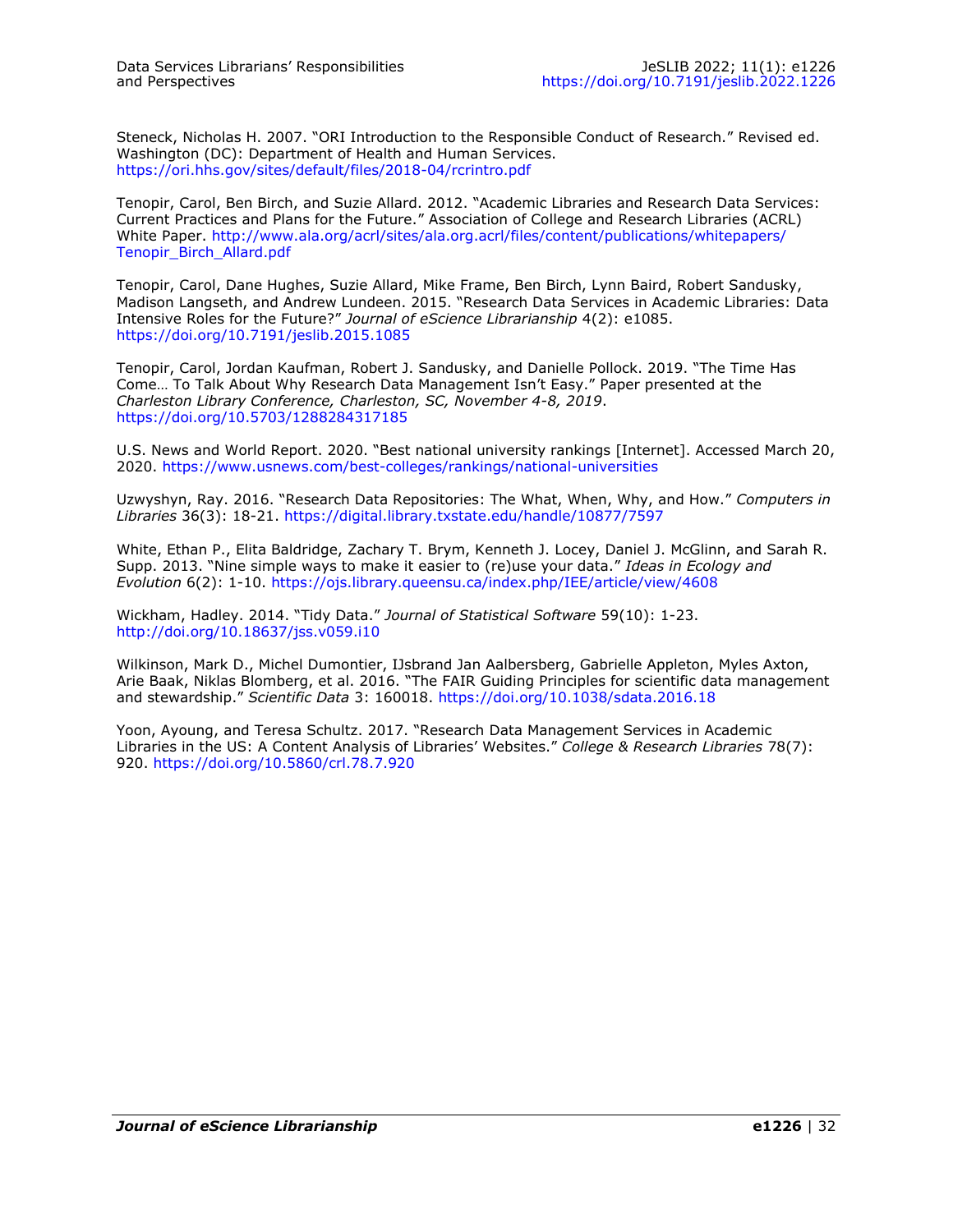Steneck, Nicholas H. 2007. "ORI Introduction to the Responsible Conduct of Research." Revised ed. Washington (DC): Department of Health and Human Services. https://ori.hhs.gov/sites/default/files/2018-04/rcrintro.pdf

Tenopir, Carol, Ben Birch, and Suzie Allard. 2012. "Academic Libraries and Research Data Services: Current Practices and Plans for the Future." Association of College and Research Libraries (ACRL) White Paper. http://www.ala.org/acrl/sites/ala.org.acrl/files/content/publications/whitepapers/Tenopir_Birch_Allard.pdf

Tenopir, Carol, Dane Hughes, Suzie Allard, Mike Frame, Ben Birch, Lynn Baird, Robert Sandusky, Madison Langseth, and Andrew Lundeen. 2015. "Research Data Services in Academic Libraries: Data Intensive Roles for the Future?" *Journal of eScience Librarianship* 4(2): e1085. https://doi.org/10.7191/jeslib.2015.1085

Tenopir, Carol, Jordan Kaufman, Robert J. Sandusky, and Danielle Pollock. 2019. "The Time Has Come… To Talk About Why Research Data Management Isn't Easy." Paper presented at the *Charleston Library Conference, Charleston, SC, November 4-8, 2019*. https://doi.org/10.5703/1288284317185

U.S. News and World Report. 2020. "Best national university rankings [Internet]. Accessed March 20, 2020. https://www.usnews.com/best-colleges/rankings/national-universities

Uzwyshyn, Ray. 2016. "Research Data Repositories: The What, When, Why, and How." *Computers in Libraries* 36(3): 18-21. https://digital.library.txstate.edu/handle/10877/7597

White, Ethan P., Elita Baldridge, Zachary T. Brym, Kenneth J. Locey, Daniel J. McGlinn, and Sarah R. Supp. 2013. "Nine simple ways to make it easier to (re)use your data." *Ideas in Ecology and Evolution* 6(2): 1-10. https://ojs.library.queensu.ca/index.php/IEE/article/view/4608

Wickham, Hadley. 2014. "Tidy Data." *Journal of Statistical Software* 59(10): 1-23. http://doi.org/10.18637/jss.v059.i10

Wilkinson, Mark D., Michel Dumontier, IJsbrand Jan Aalbersberg, Gabrielle Appleton, Myles Axton, Arie Baak, Niklas Blomberg, et al. 2016. "The FAIR Guiding Principles for scientific data management and stewardship." *Scientific Data* 3: 160018. https://doi.org/10.1038/sdata.2016.18

Yoon, Ayoung, and Teresa Schultz. 2017. "Research Data Management Services in Academic Libraries in the US: A Content Analysis of Libraries' Websites." *College & Research Libraries* 78(7): 920. https://doi.org/10.5860/crl.78.7.920